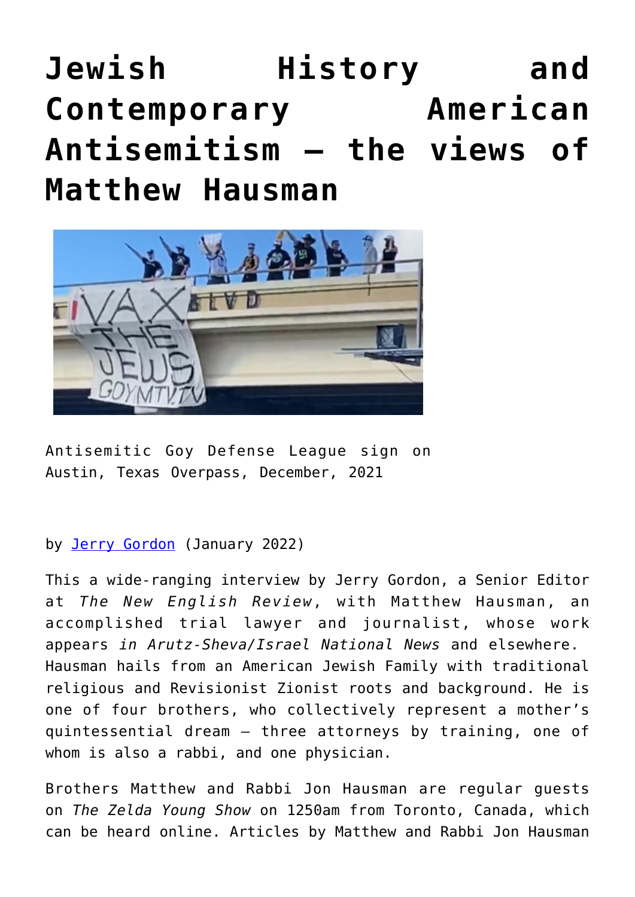# Jewish History and Contemporary American Antisemitism – the views of Matthew Hausman

Antisemitic Goy Defense League sign on Austin, Texas Overpass, December, 2021

by [Jerry Gordon](Jerry Gordon) (January 2022)

This a wide-ranging interview by Jerry Gordon, a Senior Editor at *The New English Review*, with Matthew Hausman, an accomplished trial lawyer and journalist, whose work appears *in Arutz-Sheva/Israel National News* and elsewhere. Hausman hails from an American Jewish Family with traditional religious and Revisionist Zionist roots and background. He is one of four brothers, who collectively represent a mother's quintessential dream – three attorneys by training, one of whom is also a rabbi, and one physician.

Brothers Matthew and Rabbi Jon Hausman are regular guests on *The Zelda Young Show* on 1250am from Toronto, Canada, which can be heard online. Articles by Matthew and Rabbi Jon Hausman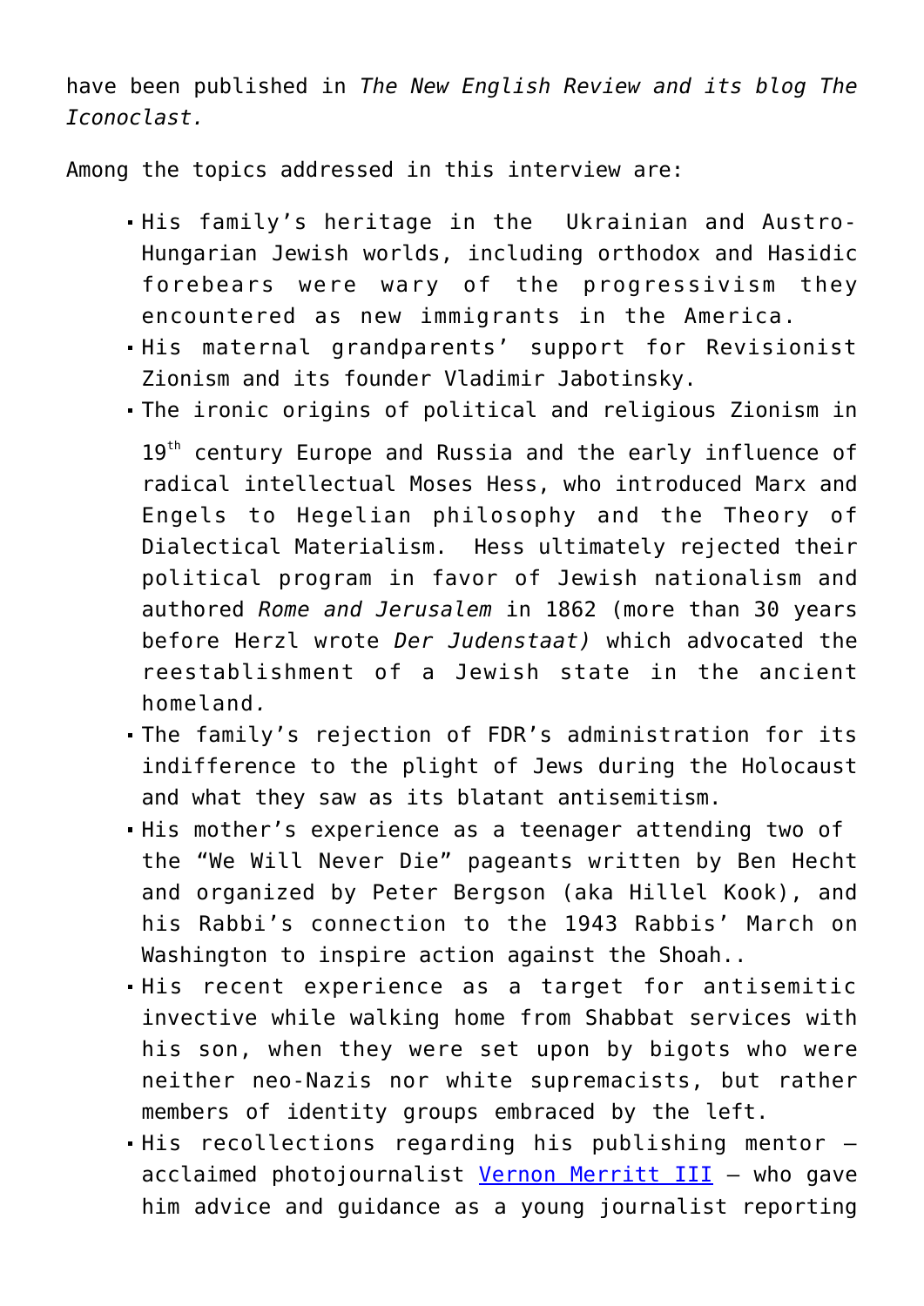have been published in *The New English Review and its blog The Iconoclast.*

Among the topics addressed in this interview are:

- His family's heritage in the  Ukrainian and Austro-Hungarian Jewish worlds, including orthodox and Hasidic forebears were wary of the progressivism they encountered as new immigrants in the America.
- His maternal grandparents' support for Revisionist Zionism and its founder Vladimir Jabotinsky.
- The ironic origins of political and religious Zionism in 19th century Europe and Russia and the early influence of radical intellectual Moses Hess, who introduced Marx and Engels to Hegelian philosophy and the Theory of Dialectical Materialism.  Hess ultimately rejected their political program in favor of Jewish nationalism and authored *Rome and Jerusalem* in 1862 (more than 30 years before Herzl wrote *Der Judenstaat)* which advocated the reestablishment of a Jewish state in the ancient homeland.
- The family's rejection of FDR's administration for its indifference to the plight of Jews during the Holocaust and what they saw as its blatant antisemitism.
- His mother's experience as a teenager attending two of the "We Will Never Die" pageants written by Ben Hecht and organized by Peter Bergson (aka Hillel Kook), and his Rabbi's connection to the 1943 Rabbis' March on Washington to inspire action against the Shoah..
- His recent experience as a target for antisemitic invective while walking home from Shabbat services with his son, when they were set upon by bigots who were neither neo-Nazis nor white supremacists, but rather members of identity groups embraced by the left.
- His recollections regarding his publishing mentor – acclaimed photojournalist Vernon Merritt III – who gave him advice and guidance as a young journalist reporting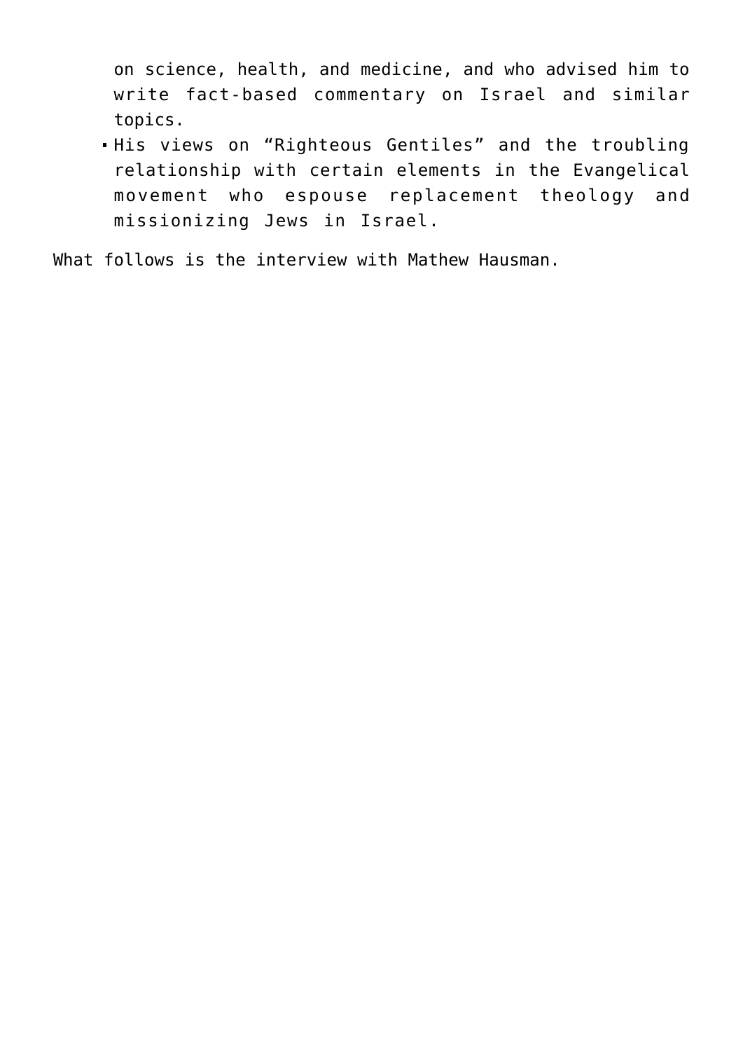on science, health, and medicine, and who advised him to write fact-based commentary on Israel and similar topics.
- His views on "Righteous Gentiles" and the troubling relationship with certain elements in the Evangelical movement who espouse replacement theology and missionizing Jews in Israel.

What follows is the interview with Mathew Hausman.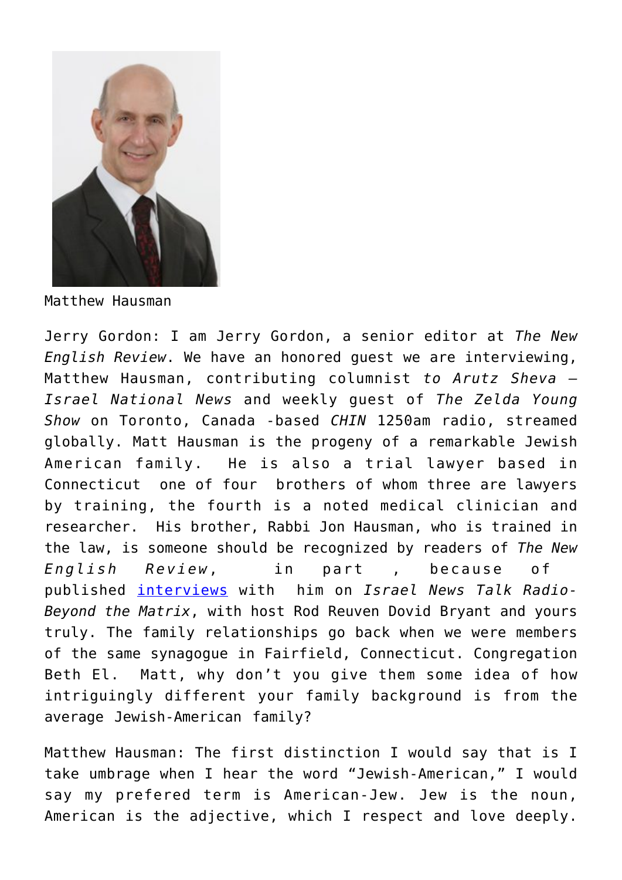Matthew Hausman

Jerry Gordon: I am Jerry Gordon, a senior editor at *The New English Review*. We have an honored guest we are interviewing, Matthew Hausman, contributing columnist *to Arutz Sheva – Israel National News* and weekly guest of *The Zelda Young Show* on Toronto, Canada -based *CHIN* 1250am radio, streamed globally. Matt Hausman is the progeny of a remarkable Jewish American family. He is also a trial lawyer based in Connecticut one of four brothers of whom three are lawyers by training, the fourth is a noted medical clinician and researcher. His brother, Rabbi Jon Hausman, who is trained in the law, is someone should be recognized by readers of *The New English Review*, in part , because of published [interviews](#) with him on *Israel News Talk Radio-Beyond the Matrix*, with host Rod Reuven Dovid Bryant and yours truly. The family relationships go back when we were members of the same synagogue in Fairfield, Connecticut. Congregation Beth El. Matt, why don't you give them some idea of how intriguingly different your family background is from the average Jewish-American family?

Matthew Hausman: The first distinction I would say that is I take umbrage when I hear the word "Jewish-American," I would say my prefered term is American-Jew. Jew is the noun, American is the adjective, which I respect and love deeply.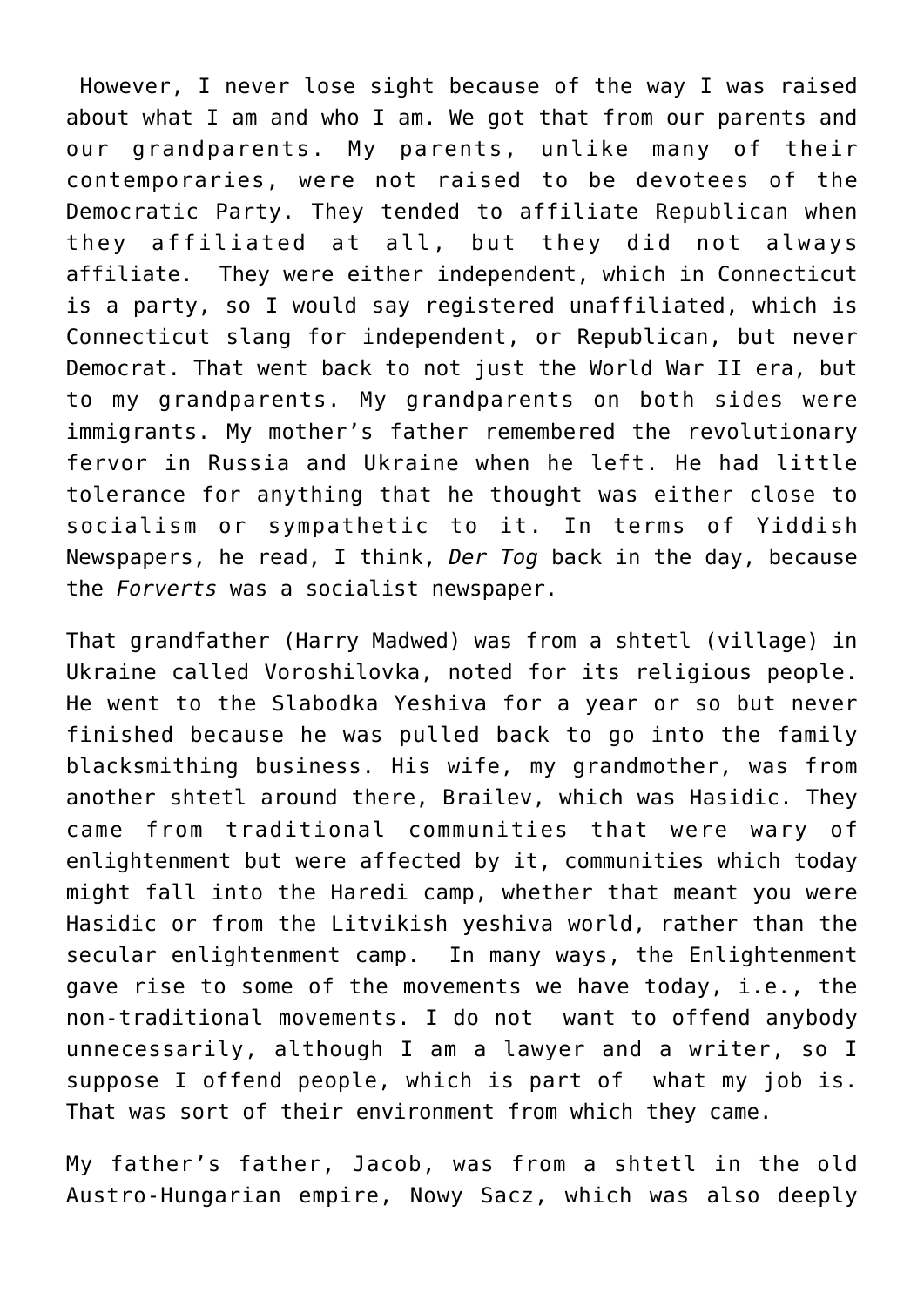However, I never lose sight because of the way I was raised about what I am and who I am. We got that from our parents and our grandparents. My parents, unlike many of their contemporaries, were not raised to be devotees of the Democratic Party. They tended to affiliate Republican when they affiliated at all, but they did not always affiliate. They were either independent, which in Connecticut is a party, so I would say registered unaffiliated, which is Connecticut slang for independent, or Republican, but never Democrat. That went back to not just the World War II era, but to my grandparents. My grandparents on both sides were immigrants. My mother's father remembered the revolutionary fervor in Russia and Ukraine when he left. He had little tolerance for anything that he thought was either close to socialism or sympathetic to it. In terms of Yiddish Newspapers, he read, I think, *Der Tog* back in the day, because the *Forverts* was a socialist newspaper.

That grandfather (Harry Madwed) was from a shtetl (village) in Ukraine called Voroshilovka, noted for its religious people. He went to the Slabodka Yeshiva for a year or so but never finished because he was pulled back to go into the family blacksmithing business. His wife, my grandmother, was from another shtetl around there, Brailev, which was Hasidic. They came from traditional communities that were wary of enlightenment but were affected by it, communities which today might fall into the Haredi camp, whether that meant you were Hasidic or from the Litvikish yeshiva world, rather than the secular enlightenment camp. In many ways, the Enlightenment gave rise to some of the movements we have today, i.e., the non-traditional movements. I do not want to offend anybody unnecessarily, although I am a lawyer and a writer, so I suppose I offend people, which is part of what my job is. That was sort of their environment from which they came.

My father's father, Jacob, was from a shtetl in the old Austro-Hungarian empire, Nowy Sacz, which was also deeply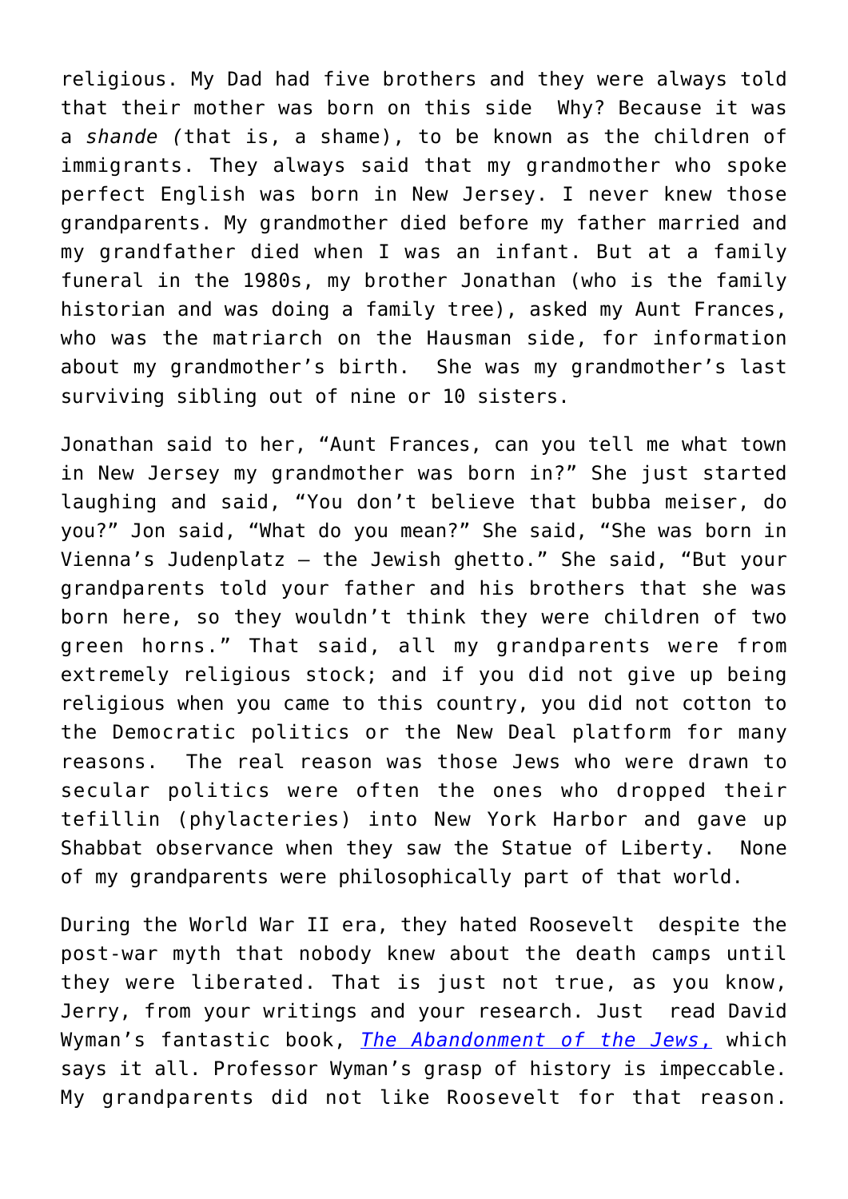religious. My Dad had five brothers and they were always told that their mother was born on this side  Why? Because it was a *shande (*that is, a shame), to be known as the children of immigrants. They always said that my grandmother who spoke perfect English was born in New Jersey. I never knew those grandparents. My grandmother died before my father married and my grandfather died when I was an infant. But at a family funeral in the 1980s, my brother Jonathan (who is the family historian and was doing a family tree), asked my Aunt Frances, who was the matriarch on the Hausman side, for information about my grandmother's birth.  She was my grandmother's last surviving sibling out of nine or 10 sisters.

Jonathan said to her, "Aunt Frances, can you tell me what town in New Jersey my grandmother was born in?" She just started laughing and said, "You don't believe that bubba meiser, do you?" Jon said, "What do you mean?" She said, "She was born in Vienna's Judenplatz – the Jewish ghetto." She said, "But your grandparents told your father and his brothers that she was born here, so they wouldn't think they were children of two green horns." That said, all my grandparents were from extremely religious stock; and if you did not give up being religious when you came to this country, you did not cotton to the Democratic politics or the New Deal platform for many reasons.  The real reason was those Jews who were drawn to secular politics were often the ones who dropped their tefillin (phylacteries) into New York Harbor and gave up Shabbat observance when they saw the Statue of Liberty.  None of my grandparents were philosophically part of that world.

During the World War II era, they hated Roosevelt  despite the post-war myth that nobody knew about the death camps until they were liberated. That is just not true, as you know, Jerry, from your writings and your research. Just  read David Wyman's fantastic book, *The Abandonment of the Jews,* which says it all. Professor Wyman's grasp of history is impeccable. My grandparents did not like Roosevelt for that reason.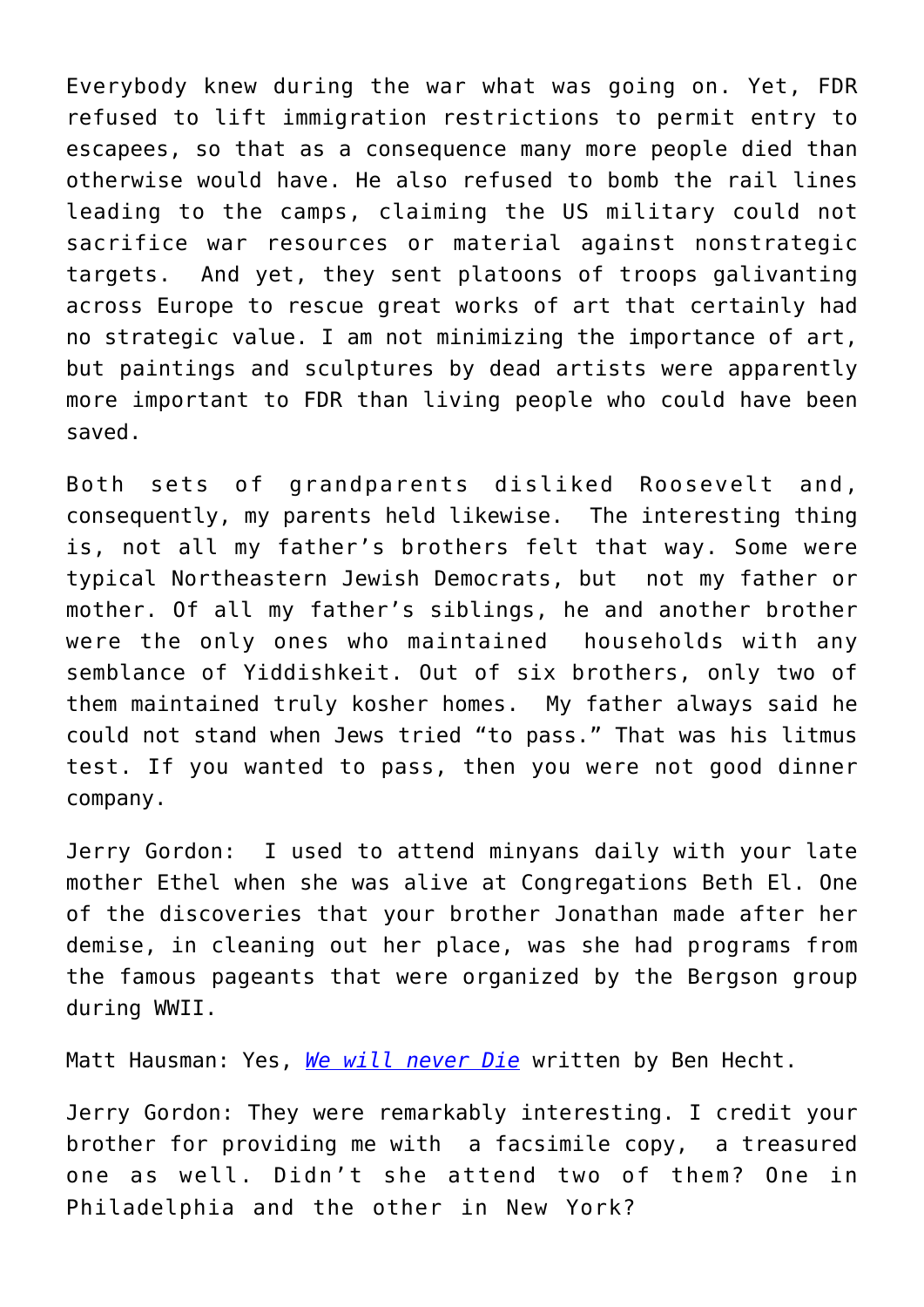Everybody knew during the war what was going on. Yet, FDR refused to lift immigration restrictions to permit entry to escapees, so that as a consequence many more people died than otherwise would have. He also refused to bomb the rail lines leading to the camps, claiming the US military could not sacrifice war resources or material against nonstrategic targets. And yet, they sent platoons of troops galivanting across Europe to rescue great works of art that certainly had no strategic value. I am not minimizing the importance of art, but paintings and sculptures by dead artists were apparently more important to FDR than living people who could have been saved.

Both sets of grandparents disliked Roosevelt and, consequently, my parents held likewise. The interesting thing is, not all my father's brothers felt that way. Some were typical Northeastern Jewish Democrats, but not my father or mother. Of all my father's siblings, he and another brother were the only ones who maintained households with any semblance of Yiddishkeit. Out of six brothers, only two of them maintained truly kosher homes. My father always said he could not stand when Jews tried "to pass." That was his litmus test. If you wanted to pass, then you were not good dinner company.

Jerry Gordon: I used to attend minyans daily with your late mother Ethel when she was alive at Congregations Beth El. One of the discoveries that your brother Jonathan made after her demise, in cleaning out her place, was she had programs from the famous pageants that were organized by the Bergson group during WWII.

Matt Hausman: Yes, *We will never Die* written by Ben Hecht.

Jerry Gordon: They were remarkably interesting. I credit your brother for providing me with a facsimile copy, a treasured one as well. Didn't she attend two of them? One in Philadelphia and the other in New York?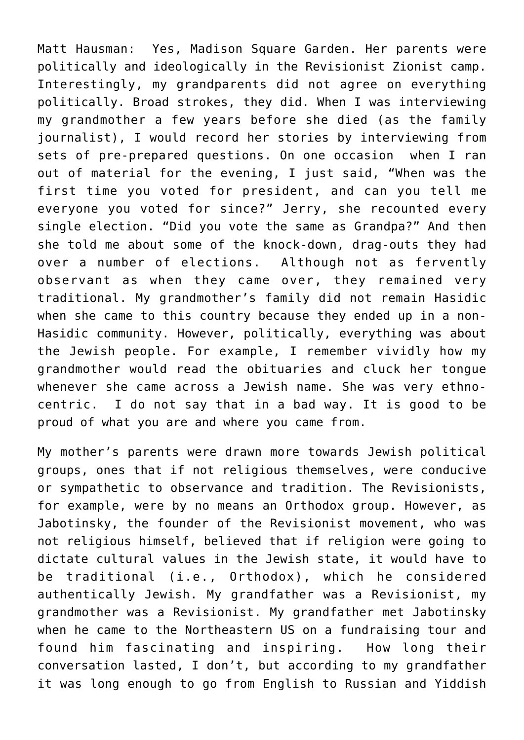Matt Hausman: Yes, Madison Square Garden. Her parents were politically and ideologically in the Revisionist Zionist camp. Interestingly, my grandparents did not agree on everything politically. Broad strokes, they did. When I was interviewing my grandmother a few years before she died (as the family journalist), I would record her stories by interviewing from sets of pre-prepared questions. On one occasion when I ran out of material for the evening, I just said, "When was the first time you voted for president, and can you tell me everyone you voted for since?" Jerry, she recounted every single election. "Did you vote the same as Grandpa?" And then she told me about some of the knock-down, drag-outs they had over a number of elections. Although not as fervently observant as when they came over, they remained very traditional. My grandmother's family did not remain Hasidic when she came to this country because they ended up in a non-Hasidic community. However, politically, everything was about the Jewish people. For example, I remember vividly how my grandmother would read the obituaries and cluck her tongue whenever she came across a Jewish name. She was very ethno-centric. I do not say that in a bad way. It is good to be proud of what you are and where you came from.

My mother's parents were drawn more towards Jewish political groups, ones that if not religious themselves, were conducive or sympathetic to observance and tradition. The Revisionists, for example, were by no means an Orthodox group. However, as Jabotinsky, the founder of the Revisionist movement, who was not religious himself, believed that if religion were going to dictate cultural values in the Jewish state, it would have to be traditional (i.e., Orthodox), which he considered authentically Jewish. My grandfather was a Revisionist, my grandmother was a Revisionist. My grandfather met Jabotinsky when he came to the Northeastern US on a fundraising tour and found him fascinating and inspiring. How long their conversation lasted, I don't, but according to my grandfather it was long enough to go from English to Russian and Yiddish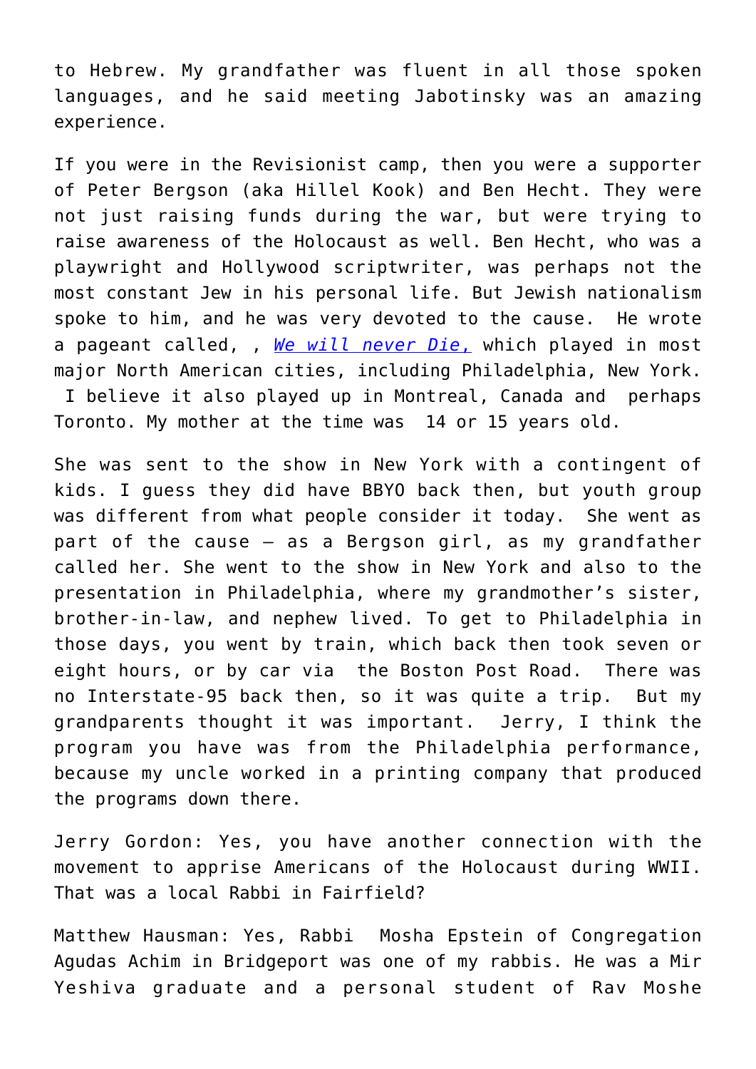to Hebrew. My grandfather was fluent in all those spoken languages, and he said meeting Jabotinsky was an amazing experience.

If you were in the Revisionist camp, then you were a supporter of Peter Bergson (aka Hillel Kook) and Ben Hecht. They were not just raising funds during the war, but were trying to raise awareness of the Holocaust as well. Ben Hecht, who was a playwright and Hollywood scriptwriter, was perhaps not the most constant Jew in his personal life. But Jewish nationalism spoke to him, and he was very devoted to the cause. He wrote a pageant called, , *We will never Die,* which played in most major North American cities, including Philadelphia, New York. I believe it also played up in Montreal, Canada and perhaps Toronto. My mother at the time was 14 or 15 years old.

She was sent to the show in New York with a contingent of kids. I guess they did have BBYO back then, but youth group was different from what people consider it today. She went as part of the cause – as a Bergson girl, as my grandfather called her. She went to the show in New York and also to the presentation in Philadelphia, where my grandmother's sister, brother-in-law, and nephew lived. To get to Philadelphia in those days, you went by train, which back then took seven or eight hours, or by car via the Boston Post Road. There was no Interstate-95 back then, so it was quite a trip. But my grandparents thought it was important. Jerry, I think the program you have was from the Philadelphia performance, because my uncle worked in a printing company that produced the programs down there.

Jerry Gordon: Yes, you have another connection with the movement to apprise Americans of the Holocaust during WWII. That was a local Rabbi in Fairfield?

Matthew Hausman: Yes, Rabbi Mosha Epstein of Congregation Agudas Achim in Bridgeport was one of my rabbis. He was a Mir Yeshiva graduate and a personal student of Rav Moshe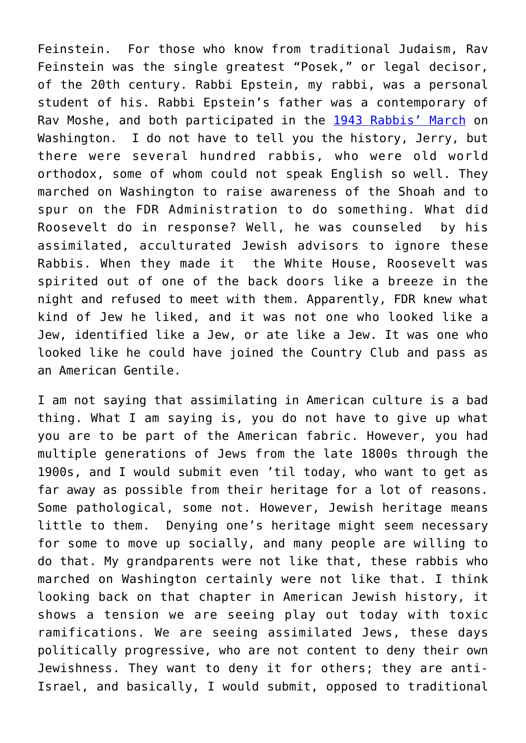Feinstein. For those who know from traditional Judaism, Rav Feinstein was the single greatest "Posek," or legal decisor, of the 20th century. Rabbi Epstein, my rabbi, was a personal student of his. Rabbi Epstein's father was a contemporary of Rav Moshe, and both participated in the [1943 Rabbis' March] on Washington. I do not have to tell you the history, Jerry, but there were several hundred rabbis, who were old world orthodox, some of whom could not speak English so well. They marched on Washington to raise awareness of the Shoah and to spur on the FDR Administration to do something. What did Roosevelt do in response? Well, he was counseled by his assimilated, acculturated Jewish advisors to ignore these Rabbis. When they made it the White House, Roosevelt was spirited out of one of the back doors like a breeze in the night and refused to meet with them. Apparently, FDR knew what kind of Jew he liked, and it was not one who looked like a Jew, identified like a Jew, or ate like a Jew. It was one who looked like he could have joined the Country Club and pass as an American Gentile.

I am not saying that assimilating in American culture is a bad thing. What I am saying is, you do not have to give up what you are to be part of the American fabric. However, you had multiple generations of Jews from the late 1800s through the 1900s, and I would submit even 'til today, who want to get as far away as possible from their heritage for a lot of reasons. Some pathological, some not. However, Jewish heritage means little to them. Denying one's heritage might seem necessary for some to move up socially, and many people are willing to do that. My grandparents were not like that, these rabbis who marched on Washington certainly were not like that. I think looking back on that chapter in American Jewish history, it shows a tension we are seeing play out today with toxic ramifications. We are seeing assimilated Jews, these days politically progressive, who are not content to deny their own Jewishness. They want to deny it for others; they are anti-Israel, and basically, I would submit, opposed to traditional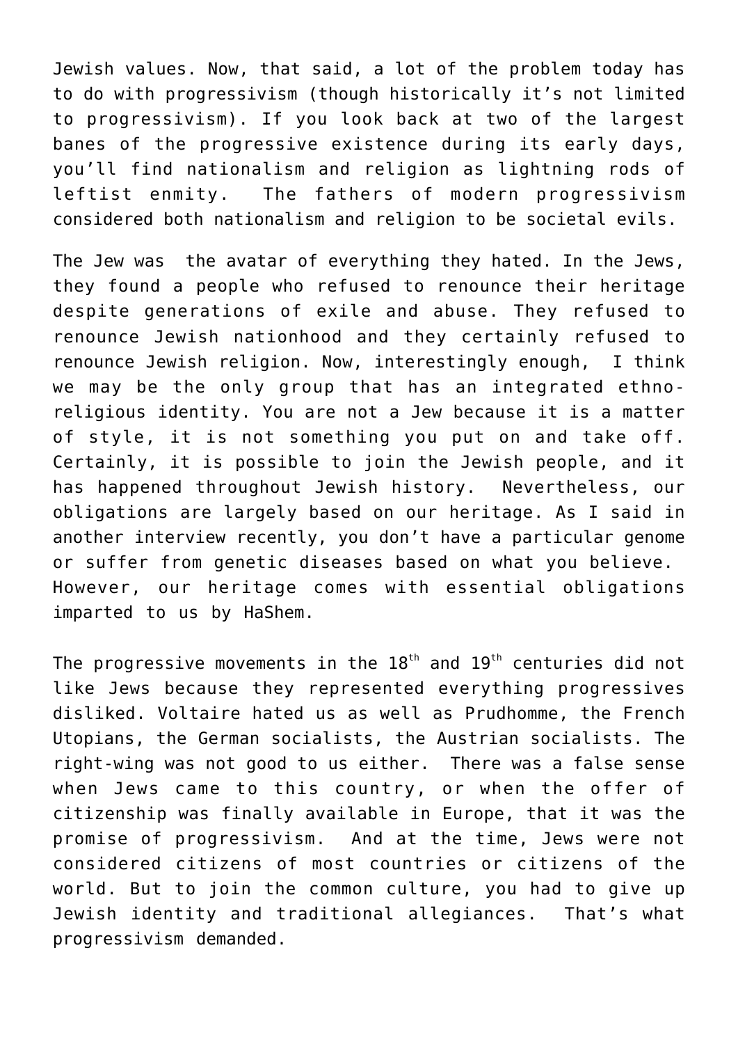Jewish values. Now, that said, a lot of the problem today has to do with progressivism (though historically it's not limited to progressivism). If you look back at two of the largest banes of the progressive existence during its early days, you'll find nationalism and religion as lightning rods of leftist enmity. The fathers of modern progressivism considered both nationalism and religion to be societal evils.

The Jew was the avatar of everything they hated. In the Jews, they found a people who refused to renounce their heritage despite generations of exile and abuse. They refused to renounce Jewish nationhood and they certainly refused to renounce Jewish religion. Now, interestingly enough, I think we may be the only group that has an integrated ethno-religious identity. You are not a Jew because it is a matter of style, it is not something you put on and take off. Certainly, it is possible to join the Jewish people, and it has happened throughout Jewish history. Nevertheless, our obligations are largely based on our heritage. As I said in another interview recently, you don't have a particular genome or suffer from genetic diseases based on what you believe. However, our heritage comes with essential obligations imparted to us by HaShem.

The progressive movements in the 18th and 19th centuries did not like Jews because they represented everything progressives disliked. Voltaire hated us as well as Prudhomme, the French Utopians, the German socialists, the Austrian socialists. The right-wing was not good to us either. There was a false sense when Jews came to this country, or when the offer of citizenship was finally available in Europe, that it was the promise of progressivism. And at the time, Jews were not considered citizens of most countries or citizens of the world. But to join the common culture, you had to give up Jewish identity and traditional allegiances. That's what progressivism demanded.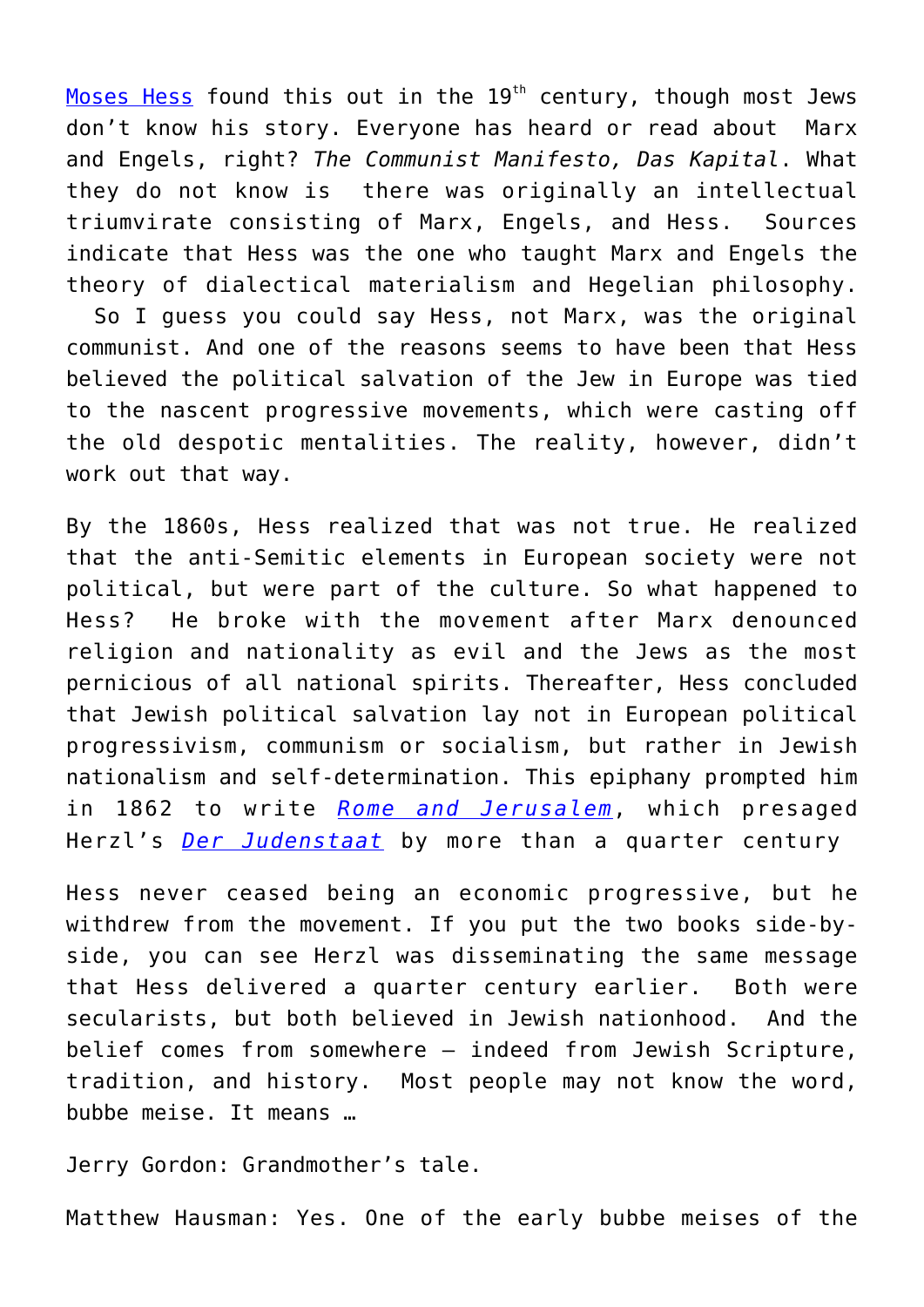Moses Hess found this out in the 19th century, though most Jews don't know his story. Everyone has heard or read about Marx and Engels, right? *The Communist Manifesto, Das Kapital*. What they do not know is there was originally an intellectual triumvirate consisting of Marx, Engels, and Hess. Sources indicate that Hess was the one who taught Marx and Engels the theory of dialectical materialism and Hegelian philosophy. So I guess you could say Hess, not Marx, was the original communist. And one of the reasons seems to have been that Hess believed the political salvation of the Jew in Europe was tied to the nascent progressive movements, which were casting off the old despotic mentalities. The reality, however, didn't work out that way.

By the 1860s, Hess realized that was not true. He realized that the anti-Semitic elements in European society were not political, but were part of the culture. So what happened to Hess? He broke with the movement after Marx denounced religion and nationality as evil and the Jews as the most pernicious of all national spirits. Thereafter, Hess concluded that Jewish political salvation lay not in European political progressivism, communism or socialism, but rather in Jewish nationalism and self-determination. This epiphany prompted him in 1862 to write *Rome and Jerusalem*, which presaged Herzl's *Der Judenstaat* by more than a quarter century

Hess never ceased being an economic progressive, but he withdrew from the movement. If you put the two books side-by-side, you can see Herzl was disseminating the same message that Hess delivered a quarter century earlier. Both were secularists, but both believed in Jewish nationhood. And the belief comes from somewhere – indeed from Jewish Scripture, tradition, and history. Most people may not know the word, bubbe meise. It means …

Jerry Gordon: Grandmother's tale.

Matthew Hausman: Yes. One of the early bubbe meises of the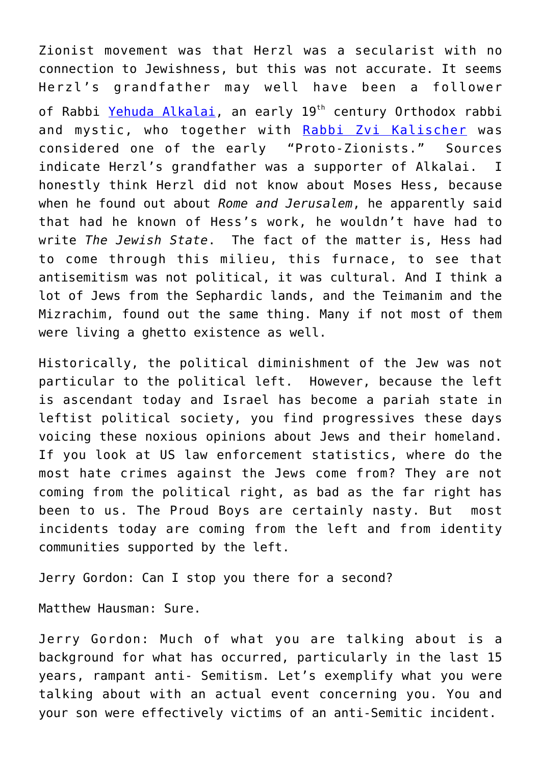Zionist movement was that Herzl was a secularist with no connection to Jewishness, but this was not accurate. It seems Herzl's grandfather may well have been a follower of Rabbi [Yehuda Alkalai](), an early 19th century Orthodox rabbi and mystic, who together with [Rabbi Zvi Kalischer]() was considered one of the early "Proto-Zionists." Sources indicate Herzl's grandfather was a supporter of Alkalai. I honestly think Herzl did not know about Moses Hess, because when he found out about *Rome and Jerusalem*, he apparently said that had he known of Hess's work, he wouldn't have had to write *The Jewish State*. The fact of the matter is, Hess had to come through this milieu, this furnace, to see that antisemitism was not political, it was cultural. And I think a lot of Jews from the Sephardic lands, and the Teimanim and the Mizrachim, found out the same thing. Many if not most of them were living a ghetto existence as well.

Historically, the political diminishment of the Jew was not particular to the political left. However, because the left is ascendant today and Israel has become a pariah state in leftist political society, you find progressives these days voicing these noxious opinions about Jews and their homeland. If you look at US law enforcement statistics, where do the most hate crimes against the Jews come from? They are not coming from the political right, as bad as the far right has been to us. The Proud Boys are certainly nasty. But most incidents today are coming from the left and from identity communities supported by the left.

Jerry Gordon: Can I stop you there for a second?

Matthew Hausman: Sure.

Jerry Gordon: Much of what you are talking about is a background for what has occurred, particularly in the last 15 years, rampant anti- Semitism. Let's exemplify what you were talking about with an actual event concerning you. You and your son were effectively victims of an anti-Semitic incident.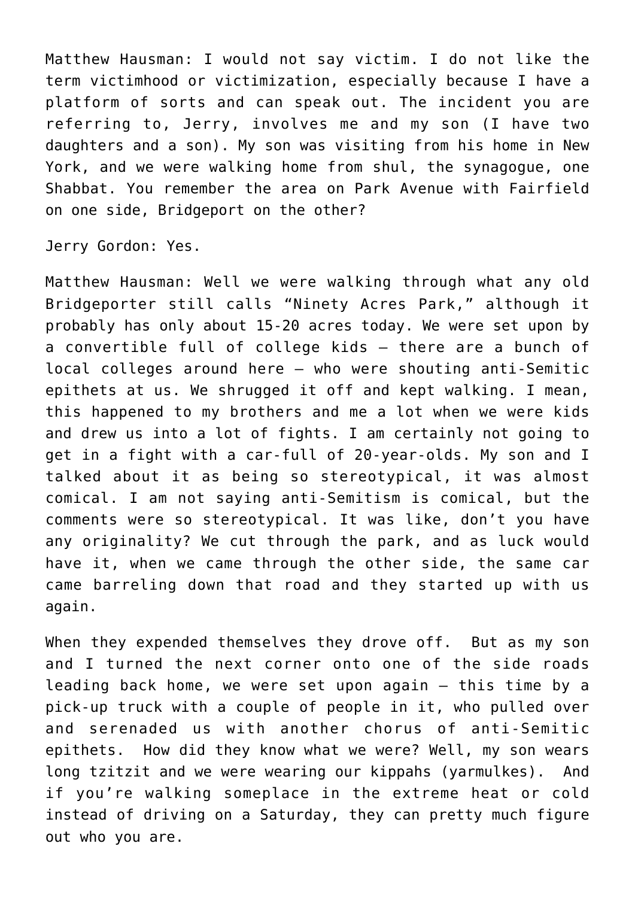Matthew Hausman: I would not say victim. I do not like the term victimhood or victimization, especially because I have a platform of sorts and can speak out. The incident you are referring to, Jerry, involves me and my son (I have two daughters and a son). My son was visiting from his home in New York, and we were walking home from shul, the synagogue, one Shabbat. You remember the area on Park Avenue with Fairfield on one side, Bridgeport on the other?

Jerry Gordon: Yes.

Matthew Hausman: Well we were walking through what any old Bridgeporter still calls "Ninety Acres Park," although it probably has only about 15-20 acres today. We were set upon by a convertible full of college kids – there are a bunch of local colleges around here – who were shouting anti-Semitic epithets at us. We shrugged it off and kept walking. I mean, this happened to my brothers and me a lot when we were kids and drew us into a lot of fights. I am certainly not going to get in a fight with a car-full of 20-year-olds. My son and I talked about it as being so stereotypical, it was almost comical. I am not saying anti-Semitism is comical, but the comments were so stereotypical. It was like, don't you have any originality? We cut through the park, and as luck would have it, when we came through the other side, the same car came barreling down that road and they started up with us again.

When they expended themselves they drove off. But as my son and I turned the next corner onto one of the side roads leading back home, we were set upon again – this time by a pick-up truck with a couple of people in it, who pulled over and serenaded us with another chorus of anti-Semitic epithets. How did they know what we were? Well, my son wears long tzitzit and we were wearing our kippahs (yarmulkes). And if you're walking someplace in the extreme heat or cold instead of driving on a Saturday, they can pretty much figure out who you are.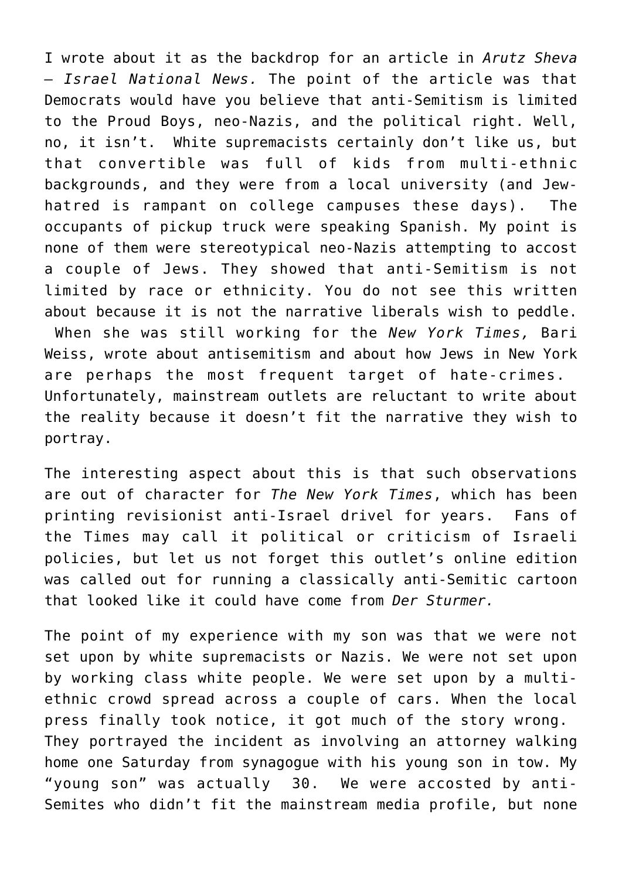I wrote about it as the backdrop for an article in *Arutz Sheva – Israel National News.* The point of the article was that Democrats would have you believe that anti-Semitism is limited to the Proud Boys, neo-Nazis, and the political right. Well, no, it isn't. White supremacists certainly don't like us, but that convertible was full of kids from multi-ethnic backgrounds, and they were from a local university (and Jew-hatred is rampant on college campuses these days). The occupants of pickup truck were speaking Spanish. My point is none of them were stereotypical neo-Nazis attempting to accost a couple of Jews. They showed that anti-Semitism is not limited by race or ethnicity. You do not see this written about because it is not the narrative liberals wish to peddle. When she was still working for the *New York Times,* Bari Weiss, wrote about antisemitism and about how Jews in New York are perhaps the most frequent target of hate-crimes. Unfortunately, mainstream outlets are reluctant to write about the reality because it doesn't fit the narrative they wish to portray.

The interesting aspect about this is that such observations are out of character for *The New York Times*, which has been printing revisionist anti-Israel drivel for years. Fans of the Times may call it political or criticism of Israeli policies, but let us not forget this outlet's online edition was called out for running a classically anti-Semitic cartoon that looked like it could have come from *Der Sturmer.*

The point of my experience with my son was that we were not set upon by white supremacists or Nazis. We were not set upon by working class white people. We were set upon by a multi-ethnic crowd spread across a couple of cars. When the local press finally took notice, it got much of the story wrong. They portrayed the incident as involving an attorney walking home one Saturday from synagogue with his young son in tow. My "young son" was actually 30. We were accosted by anti-Semites who didn't fit the mainstream media profile, but none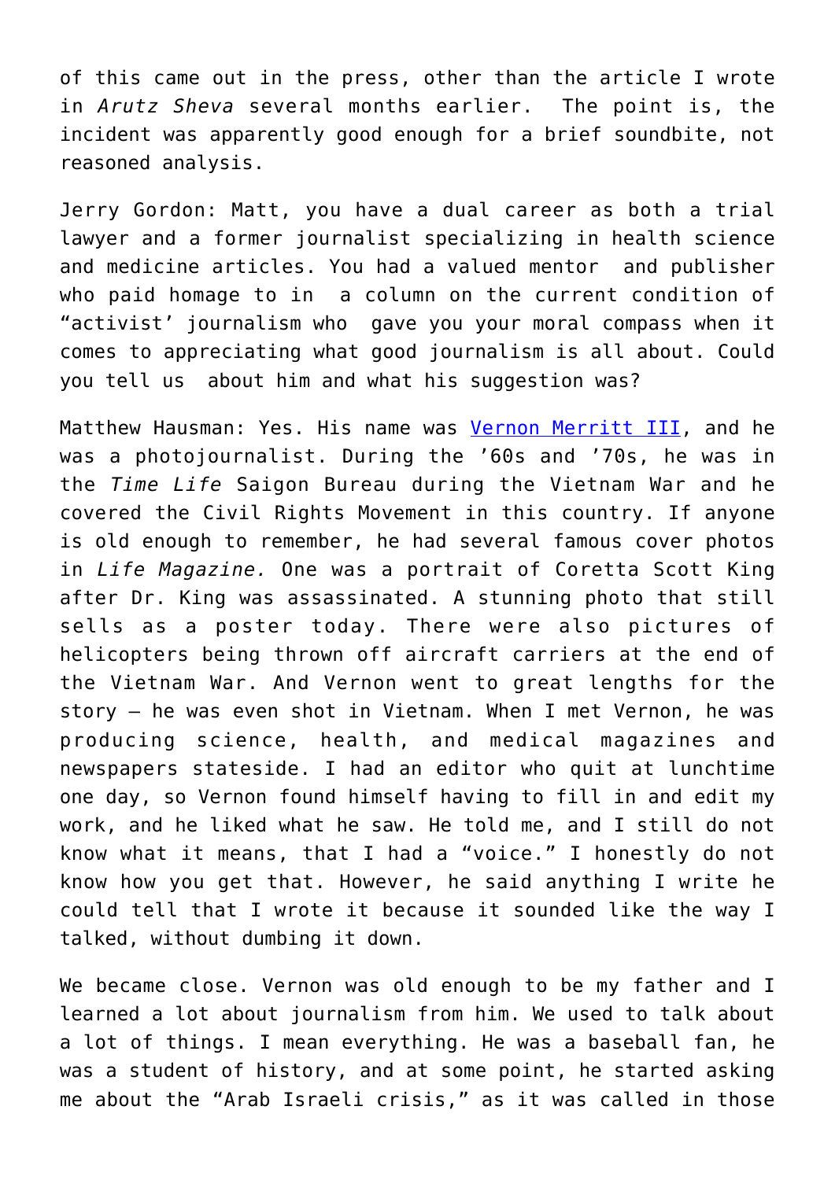of this came out in the press, other than the article I wrote in *Arutz Sheva* several months earlier.  The point is, the incident was apparently good enough for a brief soundbite, not reasoned analysis.

Jerry Gordon: Matt, you have a dual career as both a trial lawyer and a former journalist specializing in health science and medicine articles. You had a valued mentor  and publisher who paid homage to in  a column on the current condition of "activist' journalism who  gave you your moral compass when it comes to appreciating what good journalism is all about. Could you tell us  about him and what his suggestion was?

Matthew Hausman: Yes. His name was [Vernon Merritt III](), and he was a photojournalist. During the '60s and '70s, he was in the *Time Life* Saigon Bureau during the Vietnam War and he covered the Civil Rights Movement in this country. If anyone is old enough to remember, he had several famous cover photos in *Life Magazine.* One was a portrait of Coretta Scott King after Dr. King was assassinated. A stunning photo that still sells as a poster today. There were also pictures of helicopters being thrown off aircraft carriers at the end of the Vietnam War. And Vernon went to great lengths for the story – he was even shot in Vietnam. When I met Vernon, he was producing science, health, and medical magazines and newspapers stateside. I had an editor who quit at lunchtime one day, so Vernon found himself having to fill in and edit my work, and he liked what he saw. He told me, and I still do not know what it means, that I had a "voice." I honestly do not know how you get that. However, he said anything I write he could tell that I wrote it because it sounded like the way I talked, without dumbing it down.

We became close. Vernon was old enough to be my father and I learned a lot about journalism from him. We used to talk about a lot of things. I mean everything. He was a baseball fan, he was a student of history, and at some point, he started asking me about the "Arab Israeli crisis," as it was called in those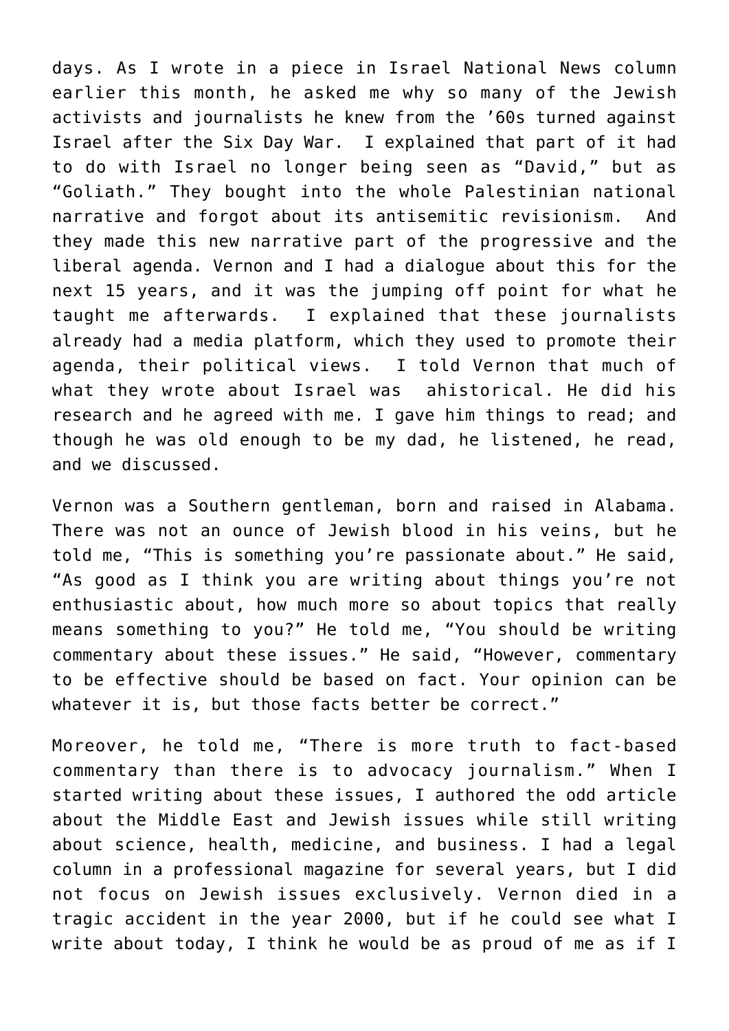days. As I wrote in a piece in Israel National News column earlier this month, he asked me why so many of the Jewish activists and journalists he knew from the '60s turned against Israel after the Six Day War. I explained that part of it had to do with Israel no longer being seen as "David," but as "Goliath." They bought into the whole Palestinian national narrative and forgot about its antisemitic revisionism. And they made this new narrative part of the progressive and the liberal agenda. Vernon and I had a dialogue about this for the next 15 years, and it was the jumping off point for what he taught me afterwards. I explained that these journalists already had a media platform, which they used to promote their agenda, their political views. I told Vernon that much of what they wrote about Israel was ahistorical. He did his research and he agreed with me. I gave him things to read; and though he was old enough to be my dad, he listened, he read, and we discussed.

Vernon was a Southern gentleman, born and raised in Alabama. There was not an ounce of Jewish blood in his veins, but he told me, "This is something you're passionate about." He said, "As good as I think you are writing about things you're not enthusiastic about, how much more so about topics that really means something to you?" He told me, "You should be writing commentary about these issues." He said, "However, commentary to be effective should be based on fact. Your opinion can be whatever it is, but those facts better be correct."

Moreover, he told me, "There is more truth to fact-based commentary than there is to advocacy journalism." When I started writing about these issues, I authored the odd article about the Middle East and Jewish issues while still writing about science, health, medicine, and business. I had a legal column in a professional magazine for several years, but I did not focus on Jewish issues exclusively. Vernon died in a tragic accident in the year 2000, but if he could see what I write about today, I think he would be as proud of me as if I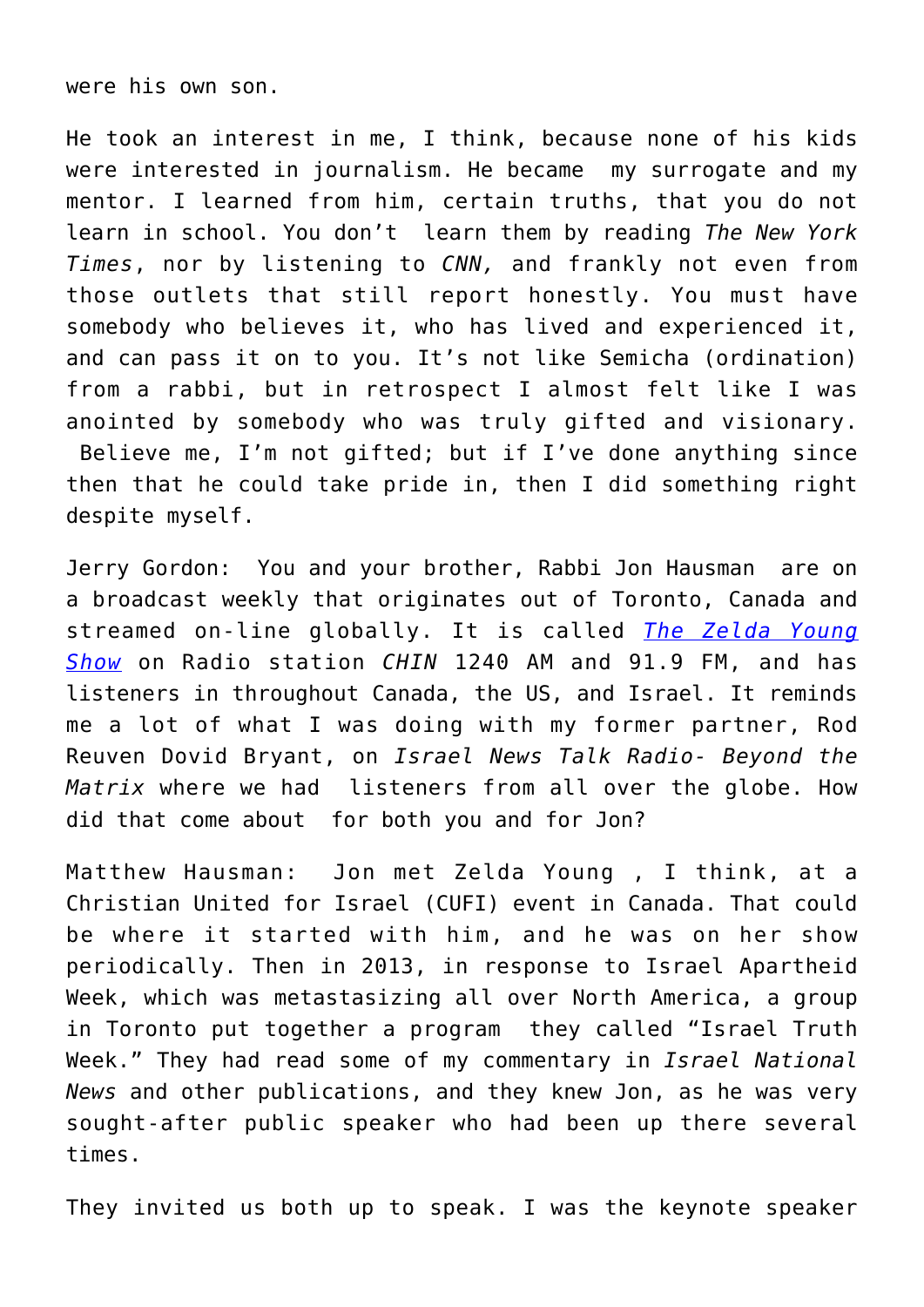were his own son.

He took an interest in me, I think, because none of his kids were interested in journalism. He became my surrogate and my mentor. I learned from him, certain truths, that you do not learn in school. You don't learn them by reading *The New York Times*, nor by listening to *CNN,* and frankly not even from those outlets that still report honestly. You must have somebody who believes it, who has lived and experienced it, and can pass it on to you. It's not like Semicha (ordination) from a rabbi, but in retrospect I almost felt like I was anointed by somebody who was truly gifted and visionary. Believe me, I'm not gifted; but if I've done anything since then that he could take pride in, then I did something right despite myself.

Jerry Gordon: You and your brother, Rabbi Jon Hausman are on a broadcast weekly that originates out of Toronto, Canada and streamed on-line globally. It is called *The Zelda Young Show* on Radio station *CHIN* 1240 AM and 91.9 FM, and has listeners in throughout Canada, the US, and Israel. It reminds me a lot of what I was doing with my former partner, Rod Reuven Dovid Bryant, on *Israel News Talk Radio- Beyond the Matrix* where we had listeners from all over the globe. How did that come about for both you and for Jon?

Matthew Hausman: Jon met Zelda Young , I think, at a Christian United for Israel (CUFI) event in Canada. That could be where it started with him, and he was on her show periodically. Then in 2013, in response to Israel Apartheid Week, which was metastasizing all over North America, a group in Toronto put together a program they called "Israel Truth Week." They had read some of my commentary in *Israel National News* and other publications, and they knew Jon, as he was very sought-after public speaker who had been up there several times.

They invited us both up to speak. I was the keynote speaker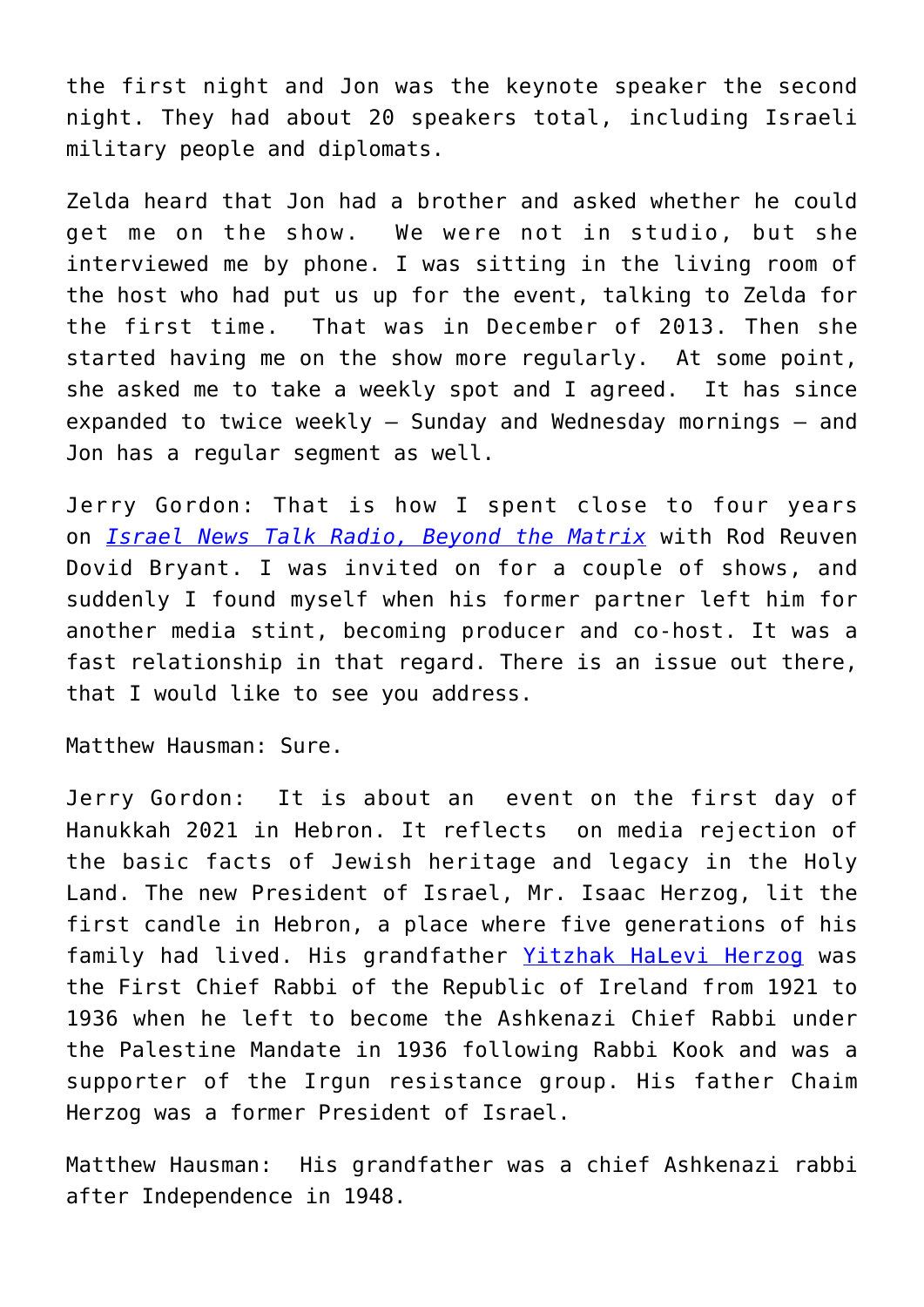the first night and Jon was the keynote speaker the second night. They had about 20 speakers total, including Israeli military people and diplomats.

Zelda heard that Jon had a brother and asked whether he could get me on the show. We were not in studio, but she interviewed me by phone. I was sitting in the living room of the host who had put us up for the event, talking to Zelda for the first time. That was in December of 2013. Then she started having me on the show more regularly. At some point, she asked me to take a weekly spot and I agreed. It has since expanded to twice weekly – Sunday and Wednesday mornings – and Jon has a regular segment as well.

Jerry Gordon: That is how I spent close to four years on *Israel News Talk Radio, Beyond the Matrix* with Rod Reuven Dovid Bryant. I was invited on for a couple of shows, and suddenly I found myself when his former partner left him for another media stint, becoming producer and co-host. It was a fast relationship in that regard. There is an issue out there, that I would like to see you address.

Matthew Hausman: Sure.

Jerry Gordon: It is about an event on the first day of Hanukkah 2021 in Hebron. It reflects on media rejection of the basic facts of Jewish heritage and legacy in the Holy Land. The new President of Israel, Mr. Isaac Herzog, lit the first candle in Hebron, a place where five generations of his family had lived. His grandfather Yitzhak HaLevi Herzog was the First Chief Rabbi of the Republic of Ireland from 1921 to 1936 when he left to become the Ashkenazi Chief Rabbi under the Palestine Mandate in 1936 following Rabbi Kook and was a supporter of the Irgun resistance group. His father Chaim Herzog was a former President of Israel.

Matthew Hausman: His grandfather was a chief Ashkenazi rabbi after Independence in 1948.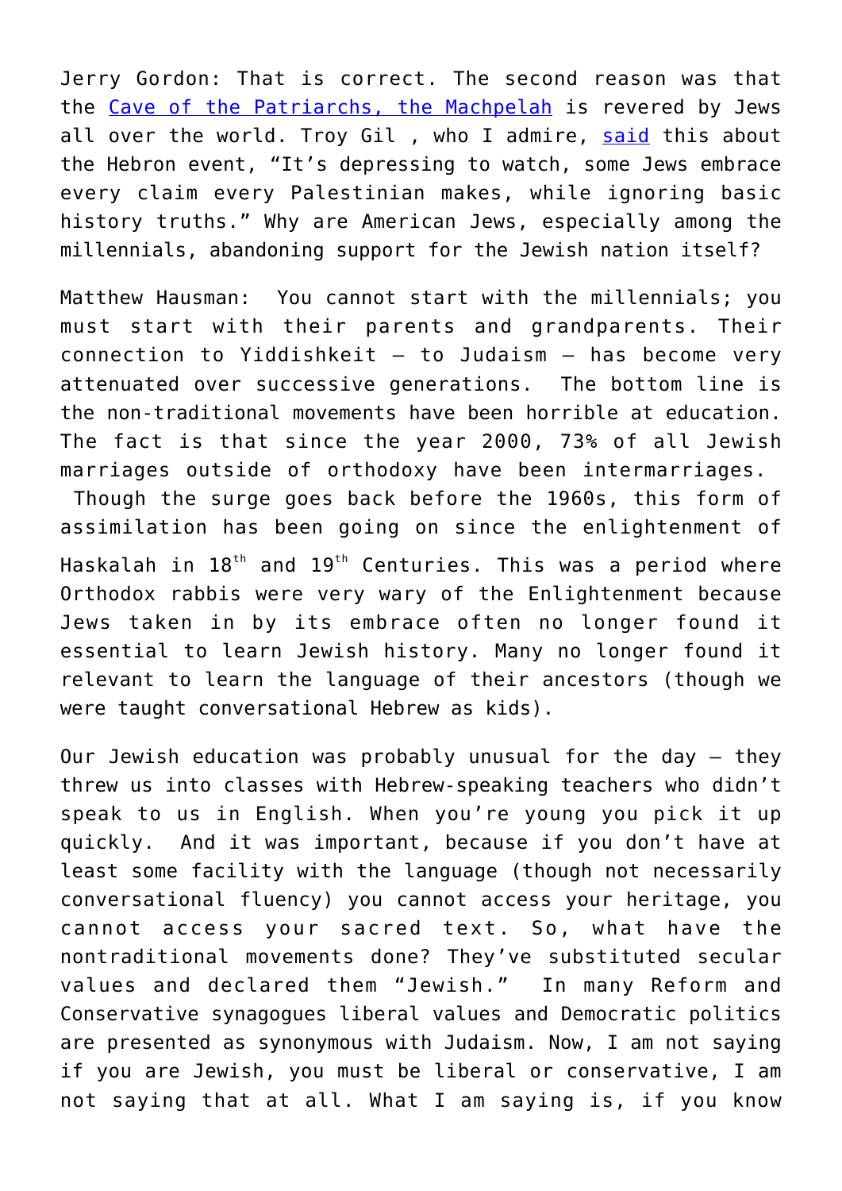Jerry Gordon: That is correct. The second reason was that the [Cave of the Patriarchs, the Machpelah](#) is revered by Jews all over the world. Troy Gil , who I admire, [said](#) this about the Hebron event, “It’s depressing to watch, some Jews embrace every claim every Palestinian makes, while ignoring basic history truths.” Why are American Jews, especially among the millennials, abandoning support for the Jewish nation itself?

Matthew Hausman: You cannot start with the millennials; you must start with their parents and grandparents. Their connection to Yiddishkeit – to Judaism – has become very attenuated over successive generations. The bottom line is the non-traditional movements have been horrible at education. The fact is that since the year 2000, 73% of all Jewish marriages outside of orthodoxy have been intermarriages. Though the surge goes back before the 1960s, this form of assimilation has been going on since the enlightenment of Haskalah in 18th and 19th Centuries. This was a period where Orthodox rabbis were very wary of the Enlightenment because Jews taken in by its embrace often no longer found it essential to learn Jewish history. Many no longer found it relevant to learn the language of their ancestors (though we were taught conversational Hebrew as kids).

Our Jewish education was probably unusual for the day – they threw us into classes with Hebrew-speaking teachers who didn’t speak to us in English. When you’re young you pick it up quickly. And it was important, because if you don’t have at least some facility with the language (though not necessarily conversational fluency) you cannot access your heritage, you cannot access your sacred text. So, what have the nontraditional movements done? They’ve substituted secular values and declared them “Jewish.” In many Reform and Conservative synagogues liberal values and Democratic politics are presented as synonymous with Judaism. Now, I am not saying if you are Jewish, you must be liberal or conservative, I am not saying that at all. What I am saying is, if you know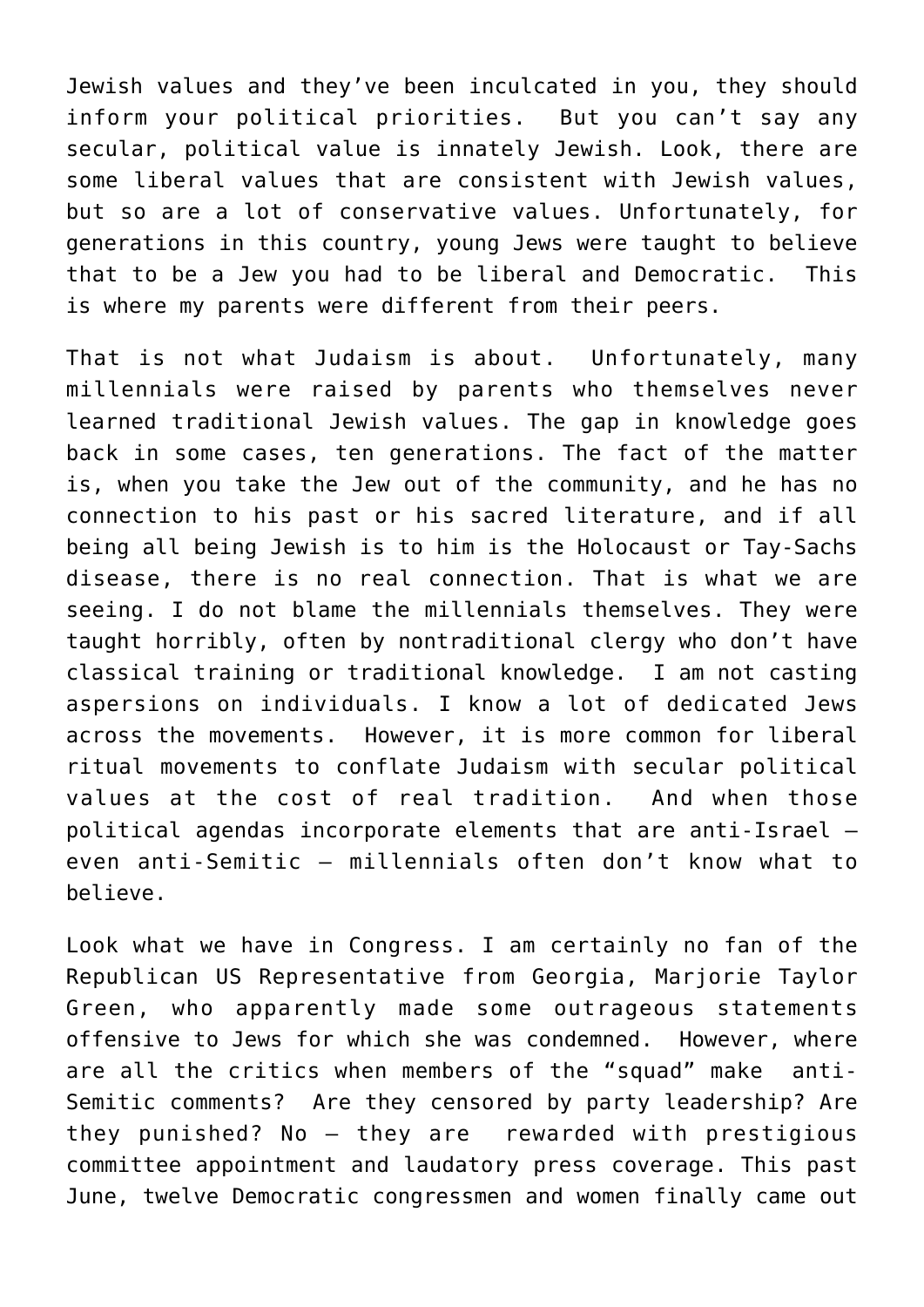Jewish values and they've been inculcated in you, they should inform your political priorities. But you can't say any secular, political value is innately Jewish. Look, there are some liberal values that are consistent with Jewish values, but so are a lot of conservative values. Unfortunately, for generations in this country, young Jews were taught to believe that to be a Jew you had to be liberal and Democratic. This is where my parents were different from their peers.

That is not what Judaism is about. Unfortunately, many millennials were raised by parents who themselves never learned traditional Jewish values. The gap in knowledge goes back in some cases, ten generations. The fact of the matter is, when you take the Jew out of the community, and he has no connection to his past or his sacred literature, and if all being all being Jewish is to him is the Holocaust or Tay-Sachs disease, there is no real connection. That is what we are seeing. I do not blame the millennials themselves. They were taught horribly, often by nontraditional clergy who don't have classical training or traditional knowledge. I am not casting aspersions on individuals. I know a lot of dedicated Jews across the movements. However, it is more common for liberal ritual movements to conflate Judaism with secular political values at the cost of real tradition. And when those political agendas incorporate elements that are anti-Israel – even anti-Semitic – millennials often don't know what to believe.

Look what we have in Congress. I am certainly no fan of the Republican US Representative from Georgia, Marjorie Taylor Green, who apparently made some outrageous statements offensive to Jews for which she was condemned. However, where are all the critics when members of the "squad" make anti-Semitic comments? Are they censored by party leadership? Are they punished? No – they are rewarded with prestigious committee appointment and laudatory press coverage. This past June, twelve Democratic congressmen and women finally came out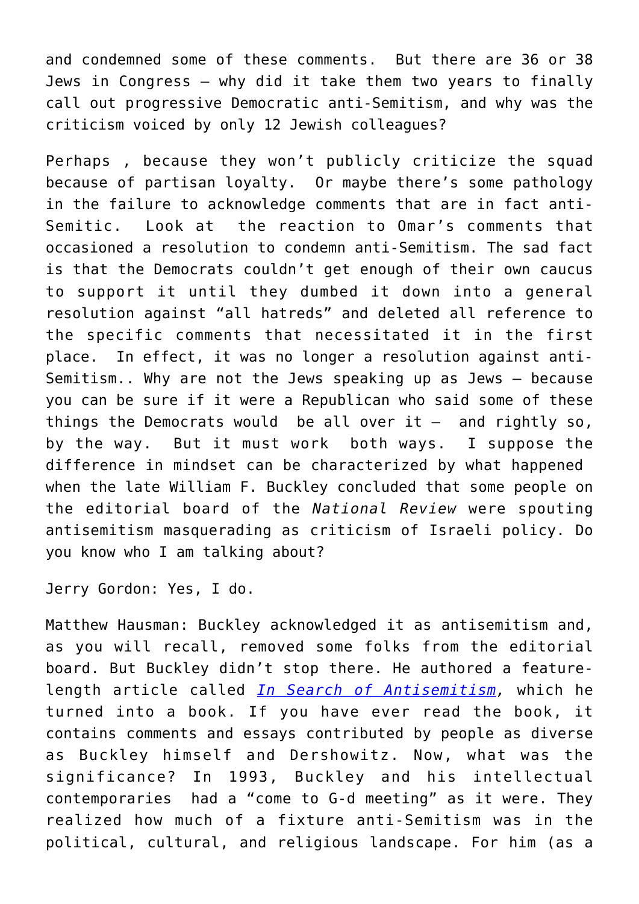and condemned some of these comments.  But there are 36 or 38 Jews in Congress – why did it take them two years to finally call out progressive Democratic anti-Semitism, and why was the criticism voiced by only 12 Jewish colleagues?

Perhaps , because they won't publicly criticize the squad because of partisan loyalty.  Or maybe there's some pathology in the failure to acknowledge comments that are in fact anti-Semitic.  Look at  the reaction to Omar's comments that occasioned a resolution to condemn anti-Semitism. The sad fact is that the Democrats couldn't get enough of their own caucus to support it until they dumbed it down into a general resolution against "all hatreds" and deleted all reference to the specific comments that necessitated it in the first place.  In effect, it was no longer a resolution against anti-Semitism.. Why are not the Jews speaking up as Jews – because you can be sure if it were a Republican who said some of these things the Democrats would  be all over it –  and rightly so, by the way.  But it must work  both ways.  I suppose the difference in mindset can be characterized by what happened  when the late William F. Buckley concluded that some people on the editorial board of the *National Review* were spouting antisemitism masquerading as criticism of Israeli policy. Do you know who I am talking about?

Jerry Gordon: Yes, I do.

Matthew Hausman: Buckley acknowledged it as antisemitism and, as you will recall, removed some folks from the editorial board. But Buckley didn't stop there. He authored a feature-length article called *In Search of Antisemitism,* which he turned into a book. If you have ever read the book, it contains comments and essays contributed by people as diverse as Buckley himself and Dershowitz. Now, what was the significance? In 1993, Buckley and his intellectual contemporaries  had a "come to G-d meeting" as it were. They realized how much of a fixture anti-Semitism was in the political, cultural, and religious landscape. For him (as a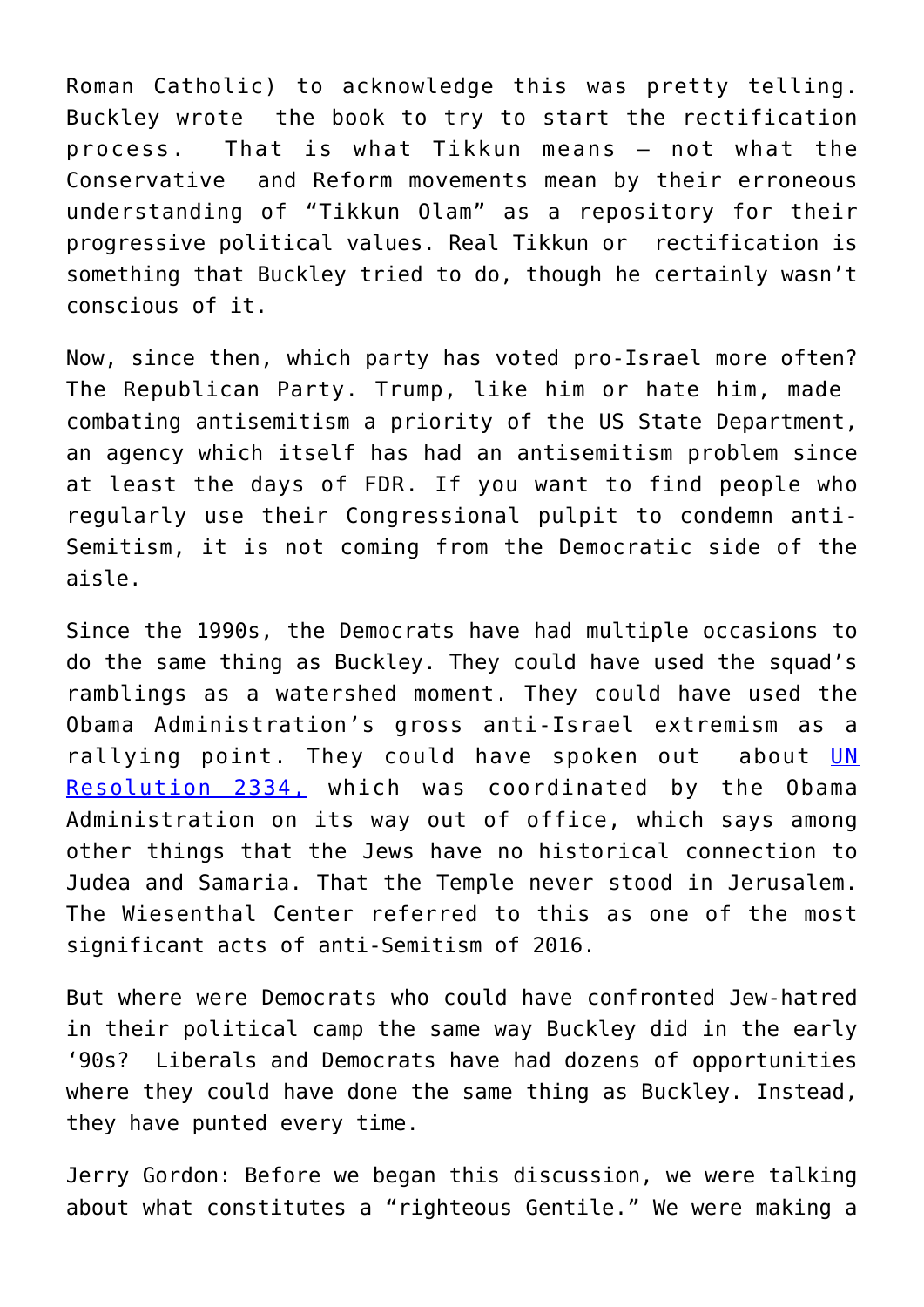Roman Catholic) to acknowledge this was pretty telling. Buckley wrote the book to try to start the rectification process. That is what Tikkun means – not what the Conservative and Reform movements mean by their erroneous understanding of “Tikkun Olam” as a repository for their progressive political values. Real Tikkun or rectification is something that Buckley tried to do, though he certainly wasn’t conscious of it.

Now, since then, which party has voted pro-Israel more often? The Republican Party. Trump, like him or hate him, made combating antisemitism a priority of the US State Department, an agency which itself has had an antisemitism problem since at least the days of FDR. If you want to find people who regularly use their Congressional pulpit to condemn anti-Semitism, it is not coming from the Democratic side of the aisle.

Since the 1990s, the Democrats have had multiple occasions to do the same thing as Buckley. They could have used the squad’s ramblings as a watershed moment. They could have used the Obama Administration’s gross anti-Israel extremism as a rallying point. They could have spoken out about [UN Resolution 2334,] which was coordinated by the Obama Administration on its way out of office, which says among other things that the Jews have no historical connection to Judea and Samaria. That the Temple never stood in Jerusalem. The Wiesenthal Center referred to this as one of the most significant acts of anti-Semitism of 2016.

But where were Democrats who could have confronted Jew-hatred in their political camp the same way Buckley did in the early ‘90s? Liberals and Democrats have had dozens of opportunities where they could have done the same thing as Buckley. Instead, they have punted every time.

Jerry Gordon: Before we began this discussion, we were talking about what constitutes a “righteous Gentile.” We were making a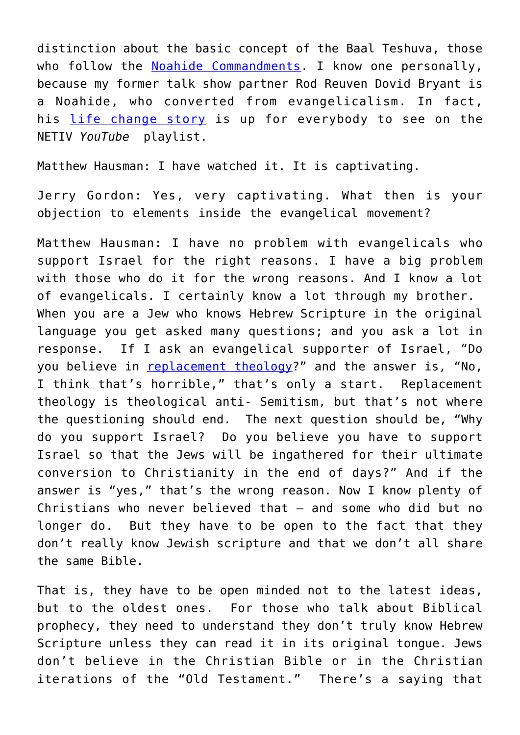distinction about the basic concept of the Baal Teshuva, those who follow the [Noahide Commandments](). I know one personally, because my former talk show partner Rod Reuven Dovid Bryant is a Noahide, who converted from evangelicalism. In fact, his [life change story]() is up for everybody to see on the NETIV *YouTube* playlist.

Matthew Hausman: I have watched it. It is captivating.

Jerry Gordon: Yes, very captivating. What then is your objection to elements inside the evangelical movement?

Matthew Hausman: I have no problem with evangelicals who support Israel for the right reasons. I have a big problem with those who do it for the wrong reasons. And I know a lot of evangelicals. I certainly know a lot through my brother. When you are a Jew who knows Hebrew Scripture in the original language you get asked many questions; and you ask a lot in response. If I ask an evangelical supporter of Israel, "Do you believe in [replacement theology]()?" and the answer is, "No, I think that's horrible," that's only a start. Replacement theology is theological anti- Semitism, but that's not where the questioning should end. The next question should be, "Why do you support Israel? Do you believe you have to support Israel so that the Jews will be ingathered for their ultimate conversion to Christianity in the end of days?" And if the answer is "yes," that's the wrong reason. Now I know plenty of Christians who never believed that – and some who did but no longer do. But they have to be open to the fact that they don't really know Jewish scripture and that we don't all share the same Bible.

That is, they have to be open minded not to the latest ideas, but to the oldest ones. For those who talk about Biblical prophecy, they need to understand they don't truly know Hebrew Scripture unless they can read it in its original tongue. Jews don't believe in the Christian Bible or in the Christian iterations of the "Old Testament." There's a saying that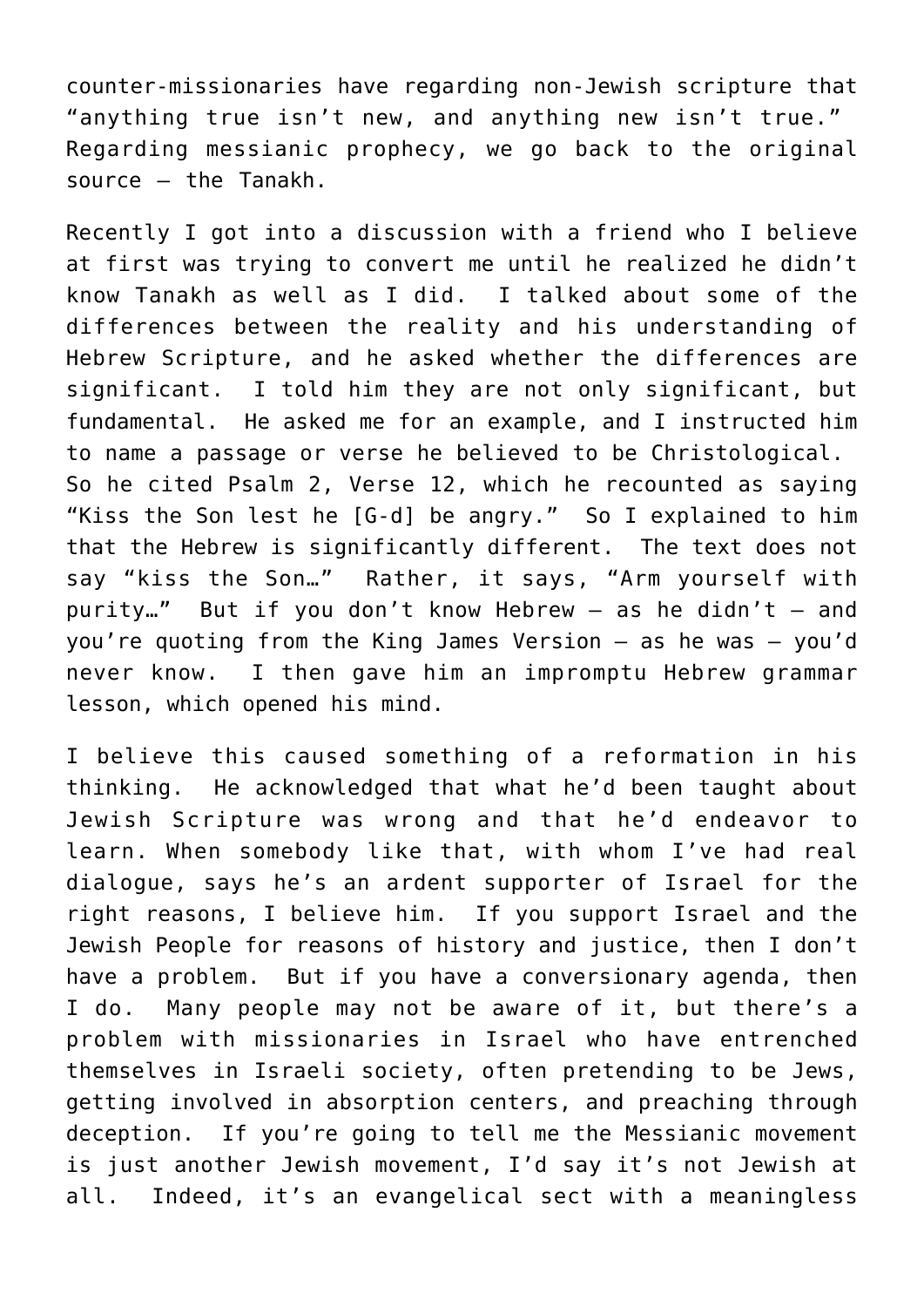counter-missionaries have regarding non-Jewish scripture that "anything true isn't new, and anything new isn't true." Regarding messianic prophecy, we go back to the original source – the Tanakh.

Recently I got into a discussion with a friend who I believe at first was trying to convert me until he realized he didn't know Tanakh as well as I did. I talked about some of the differences between the reality and his understanding of Hebrew Scripture, and he asked whether the differences are significant. I told him they are not only significant, but fundamental. He asked me for an example, and I instructed him to name a passage or verse he believed to be Christological. So he cited Psalm 2, Verse 12, which he recounted as saying "Kiss the Son lest he [G-d] be angry." So I explained to him that the Hebrew is significantly different. The text does not say "kiss the Son…" Rather, it says, "Arm yourself with purity…" But if you don't know Hebrew – as he didn't – and you're quoting from the King James Version – as he was – you'd never know. I then gave him an impromptu Hebrew grammar lesson, which opened his mind.

I believe this caused something of a reformation in his thinking. He acknowledged that what he'd been taught about Jewish Scripture was wrong and that he'd endeavor to learn. When somebody like that, with whom I've had real dialogue, says he's an ardent supporter of Israel for the right reasons, I believe him. If you support Israel and the Jewish People for reasons of history and justice, then I don't have a problem. But if you have a conversionary agenda, then I do. Many people may not be aware of it, but there's a problem with missionaries in Israel who have entrenched themselves in Israeli society, often pretending to be Jews, getting involved in absorption centers, and preaching through deception. If you're going to tell me the Messianic movement is just another Jewish movement, I'd say it's not Jewish at all. Indeed, it's an evangelical sect with a meaningless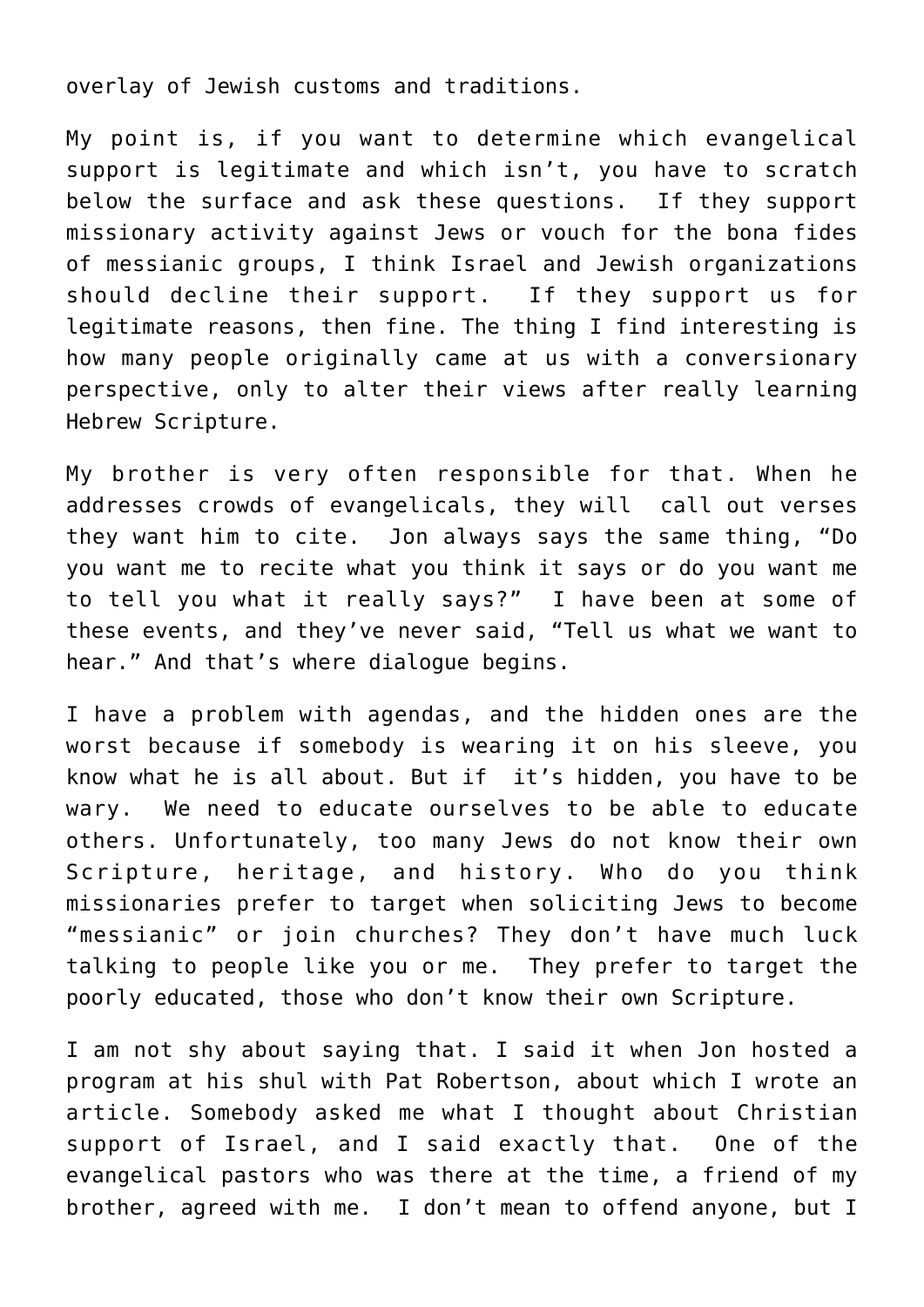overlay of Jewish customs and traditions.

My point is, if you want to determine which evangelical support is legitimate and which isn't, you have to scratch below the surface and ask these questions. If they support missionary activity against Jews or vouch for the bona fides of messianic groups, I think Israel and Jewish organizations should decline their support. If they support us for legitimate reasons, then fine. The thing I find interesting is how many people originally came at us with a conversionary perspective, only to alter their views after really learning Hebrew Scripture.

My brother is very often responsible for that. When he addresses crowds of evangelicals, they will call out verses they want him to cite. Jon always says the same thing, "Do you want me to recite what you think it says or do you want me to tell you what it really says?" I have been at some of these events, and they've never said, "Tell us what we want to hear." And that's where dialogue begins.

I have a problem with agendas, and the hidden ones are the worst because if somebody is wearing it on his sleeve, you know what he is all about. But if it's hidden, you have to be wary. We need to educate ourselves to be able to educate others. Unfortunately, too many Jews do not know their own Scripture, heritage, and history. Who do you think missionaries prefer to target when soliciting Jews to become "messianic" or join churches? They don't have much luck talking to people like you or me. They prefer to target the poorly educated, those who don't know their own Scripture.

I am not shy about saying that. I said it when Jon hosted a program at his shul with Pat Robertson, about which I wrote an article. Somebody asked me what I thought about Christian support of Israel, and I said exactly that. One of the evangelical pastors who was there at the time, a friend of my brother, agreed with me. I don't mean to offend anyone, but I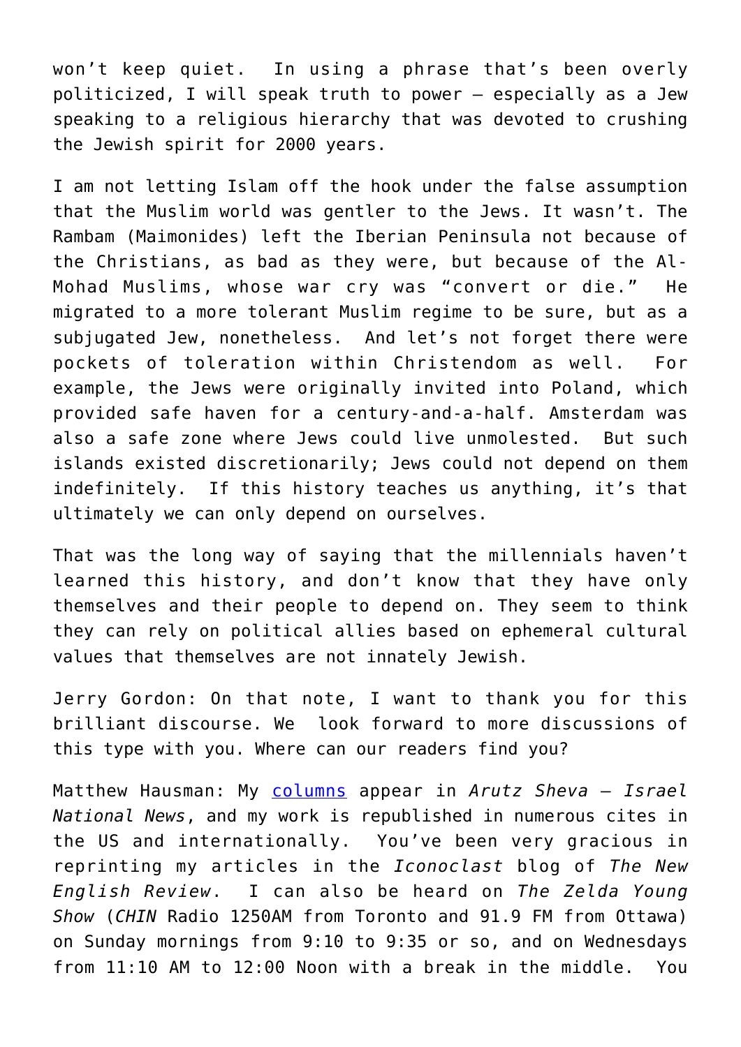won't keep quiet. In using a phrase that's been overly politicized, I will speak truth to power – especially as a Jew speaking to a religious hierarchy that was devoted to crushing the Jewish spirit for 2000 years.

I am not letting Islam off the hook under the false assumption that the Muslim world was gentler to the Jews. It wasn't. The Rambam (Maimonides) left the Iberian Peninsula not because of the Christians, as bad as they were, but because of the Al-Mohad Muslims, whose war cry was "convert or die." He migrated to a more tolerant Muslim regime to be sure, but as a subjugated Jew, nonetheless. And let's not forget there were pockets of toleration within Christendom as well. For example, the Jews were originally invited into Poland, which provided safe haven for a century-and-a-half. Amsterdam was also a safe zone where Jews could live unmolested. But such islands existed discretionarily; Jews could not depend on them indefinitely. If this history teaches us anything, it's that ultimately we can only depend on ourselves.

That was the long way of saying that the millennials haven't learned this history, and don't know that they have only themselves and their people to depend on. They seem to think they can rely on political allies based on ephemeral cultural values that themselves are not innately Jewish.

Jerry Gordon: On that note, I want to thank you for this brilliant discourse. We look forward to more discussions of this type with you. Where can our readers find you?

Matthew Hausman: My columns appear in *Arutz Sheva – Israel National News*, and my work is republished in numerous cites in the US and internationally. You've been very gracious in reprinting my articles in the *Iconoclast* blog of *The New English Review*. I can also be heard on *The Zelda Young Show* (*CHIN* Radio 1250AM from Toronto and 91.9 FM from Ottawa) on Sunday mornings from 9:10 to 9:35 or so, and on Wednesdays from 11:10 AM to 12:00 Noon with a break in the middle. You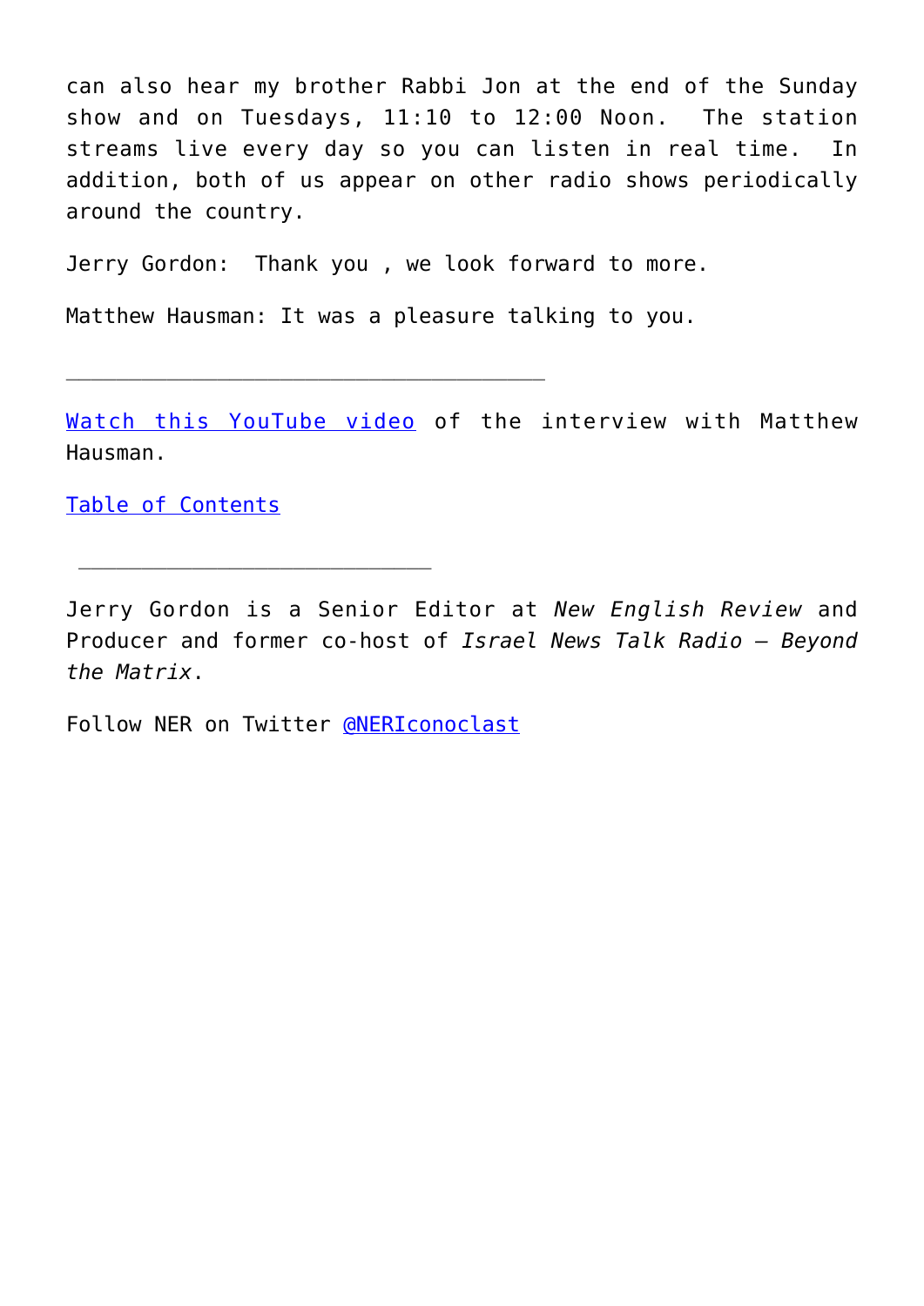can also hear my brother Rabbi Jon at the end of the Sunday show and on Tuesdays, 11:10 to 12:00 Noon. The station streams live every day so you can listen in real time. In addition, both of us appear on other radio shows periodically around the country.

Jerry Gordon: Thank you , we look forward to more.

Matthew Hausman: It was a pleasure talking to you.

---

Watch this YouTube video of the interview with Matthew Hausman.

Table of Contents

---

Jerry Gordon is a Senior Editor at *New English Review* and Producer and former co-host of *Israel News Talk Radio – Beyond the Matrix*.

Follow NER on Twitter @NERIconoclast